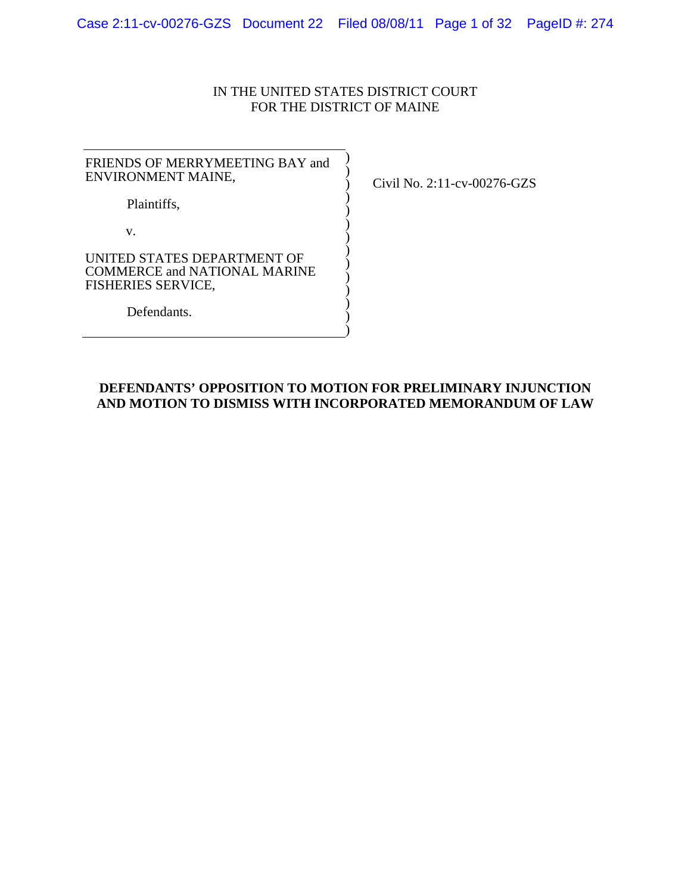IN THE UNITED STATES DISTRICT COURT
FOR THE DISTRICT OF MAINE

FRIENDS OF MERRYMEETING BAY and ENVIRONMENT MAINE,

Plaintiffs,

v.

UNITED STATES DEPARTMENT OF COMMERCE and NATIONAL MARINE FISHERIES SERVICE,

Defendants.

Civil No. 2:11-cv-00276-GZS

**DEFENDANTS' OPPOSITION TO MOTION FOR PRELIMINARY INJUNCTION AND MOTION TO DISMISS WITH INCORPORATED MEMORANDUM OF LAW**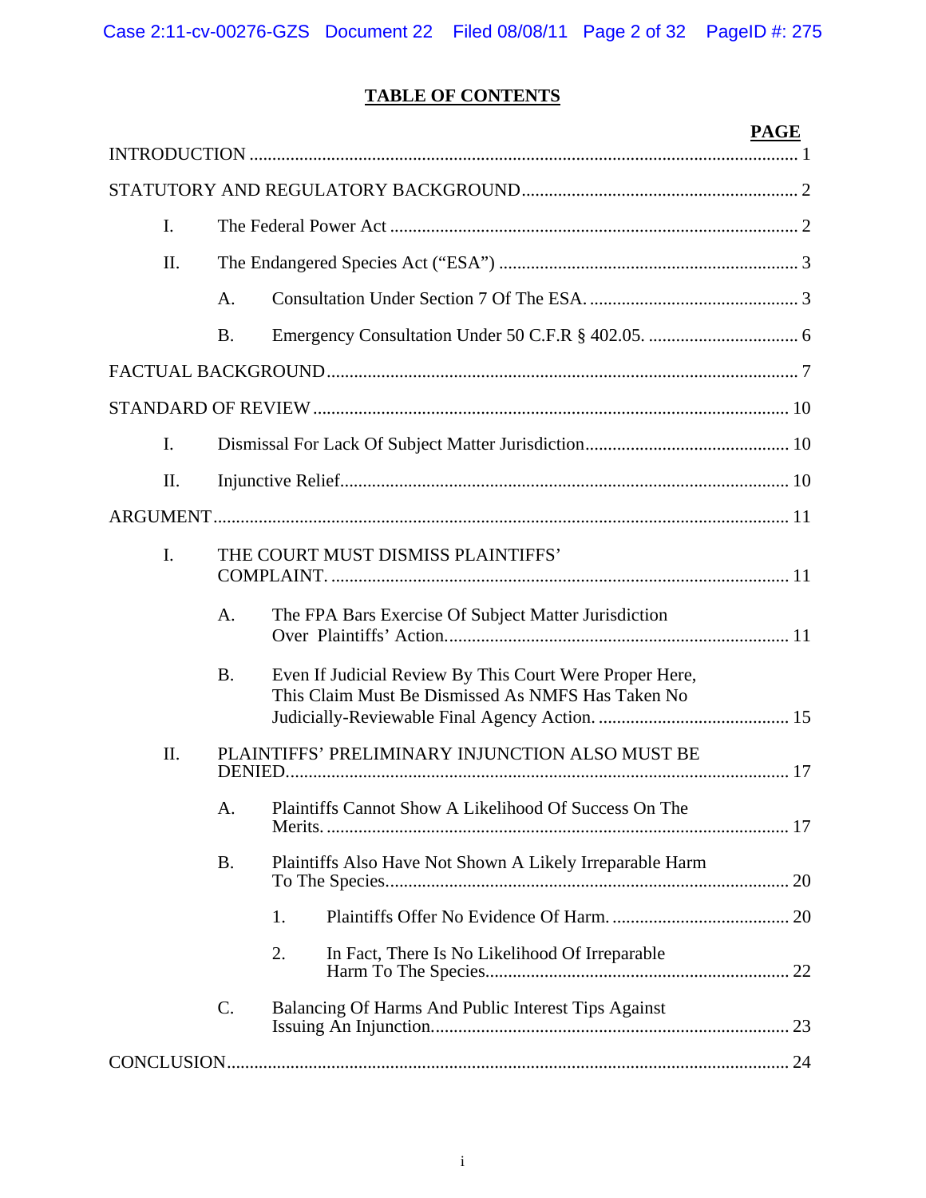# TABLE OF CONTENTS

| | PAGE |
|---|---|
| INTRODUCTION | 1 |
| STATEMENT AND REGULATORY BACKGROUND | 2 |
| I. The Federal Power Act | 2 |
| II. The Endangered Species Act ("ESA") | 3 |
| A. Consultation Under Section 7 Of The ESA. | 3 |
| B. Emergency Consultation Under 50 C.F.R § 402.05. | 6 |
| FACTUAL BACKGROUND | 7 |
| STANDARD OF REVIEW | 10 |
| I. Dismissal For Lack Of Subject Matter Jurisdiction | 10 |
| II. Injunctive Relief | 10 |
| ARGUMENT | 11 |
| I. THE COURT MUST DISMISS PLAINTIFFS' COMPLAINT. | 11 |
| A. The FPA Bars Exercise Of Subject Matter Jurisdiction Over Plaintiffs' Action. | 11 |
| B. Even If Judicial Review By This Court Were Proper Here, This Claim Must Be Dismissed As NMFS Has Taken No Judicially-Reviewable Final Agency Action. | 15 |
| II. PLAINTIFFS' PRELIMINARY INJUNCTION ALSO MUST BE DENIED. | 17 |
| A. Plaintiffs Cannot Show A Likelihood Of Success On The Merits. | 17 |
| B. Plaintiffs Also Have Not Shown A Likely Irreparable Harm To The Species. | 20 |
| 1. Plaintiffs Offer No Evidence Of Harm. | 20 |
| 2. In Fact, There Is No Likelihood Of Irreparable Harm To The Species. | 22 |
| C. Balancing Of Harms And Public Interest Tips Against Issuing An Injunction. | 23 |
| CONCLUSION | 24 |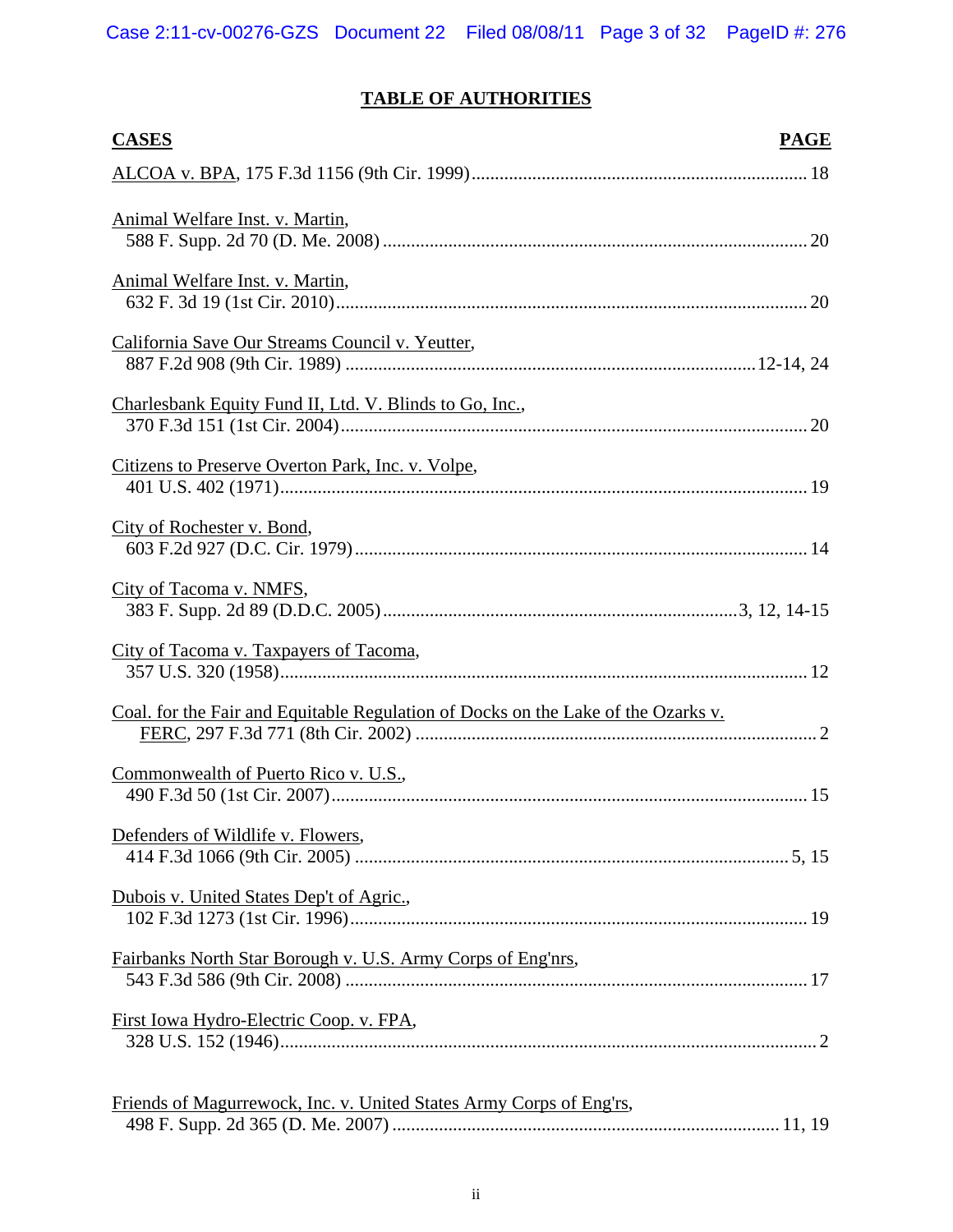# TABLE OF AUTHORITIES

| CASES | PAGE |
|---|---|
| ALCOA v. BPA, 175 F.3d 1156 (9th Cir. 1999) | 18 |
| Animal Welfare Inst. v. Martin, 588 F. Supp. 2d 70 (D. Me. 2008) | 20 |
| Animal Welfare Inst. v. Martin, 632 F. 3d 19 (1st Cir. 2010) | 20 |
| California Save Our Streams Council v. Yeutter, 887 F.2d 908 (9th Cir. 1989) | 12-14, 24 |
| Charlesbank Equity Fund II, Ltd. V. Blinds to Go, Inc., 370 F.3d 151 (1st Cir. 2004) | 20 |
| Citizens to Preserve Overton Park, Inc. v. Volpe, 401 U.S. 402 (1971) | 19 |
| City of Rochester v. Bond, 603 F.2d 927 (D.C. Cir. 1979) | 14 |
| City of Tacoma v. NMFS, 383 F. Supp. 2d 89 (D.D.C. 2005) | 3, 12, 14-15 |
| City of Tacoma v. Taxpayers of Tacoma, 357 U.S. 320 (1958) | 12 |
| Coal. for the Fair and Equitable Regulation of Docks on the Lake of the Ozarks v. FERC, 297 F.3d 771 (8th Cir. 2002) | 2 |
| Commonwealth of Puerto Rico v. U.S., 490 F.3d 50 (1st Cir. 2007) | 15 |
| Defenders of Wildlife v. Flowers, 414 F.3d 1066 (9th Cir. 2005) | 5, 15 |
| Dubois v. United States Dep't of Agric., 102 F.3d 1273 (1st Cir. 1996) | 19 |
| Fairbanks North Star Borough v. U.S. Army Corps of Eng'nrs, 543 F.3d 586 (9th Cir. 2008) | 17 |
| First Iowa Hydro-Electric Coop. v. FPA, 328 U.S. 152 (1946) | 2 |
| Friends of Magurrewock, Inc. v. United States Army Corps of Eng'rs, 498 F. Supp. 2d 365 (D. Me. 2007) | 11, 19 |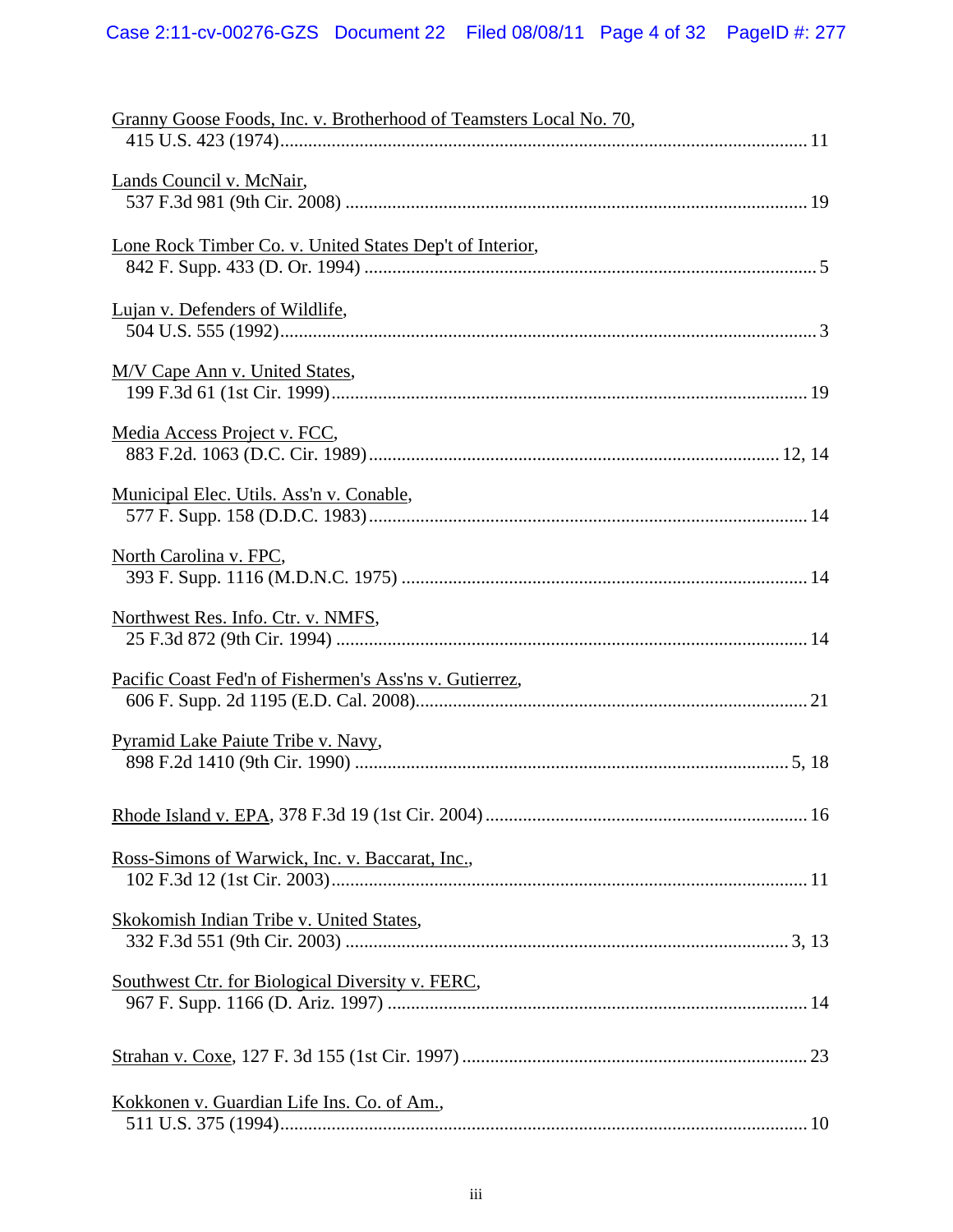Granny Goose Foods, Inc. v. Brotherhood of Teamsters Local No. 70,
415 U.S. 423 (1974)................................................................................................11

Lands Council v. McNair,
537 F.3d 981 (9th Cir. 2008) ...................................................................................19

Lone Rock Timber Co. v. United States Dep't of Interior,
842 F. Supp. 433 (D. Or. 1994) ................................................................................5

Lujan v. Defenders of Wildlife,
504 U.S. 555 (1992)..................................................................................................3

M/V Cape Ann v. United States,
199 F.3d 61 (1st Cir. 1999).......................................................................................19

Media Access Project v. FCC,
883 F.2d. 1063 (D.C. Cir. 1989).........................................................................12, 14

Municipal Elec. Utils. Ass'n v. Conable,
577 F. Supp. 158 (D.D.C. 1983)...............................................................................14

North Carolina v. FPC,
393 F. Supp. 1116 (M.D.N.C. 1975) .......................................................................14

Northwest Res. Info. Ctr. v. NMFS,
25 F.3d 872 (9th Cir. 1994) ......................................................................................14

Pacific Coast Fed'n of Fishermen's Ass'ns v. Gutierrez,
606 F. Supp. 2d 1195 (E.D. Cal. 2008)....................................................................21

Pyramid Lake Paiute Tribe v. Navy,
898 F.2d 1410 (9th Cir. 1990) ...........................................................................5, 18

Rhode Island v. EPA, 378 F.3d 19 (1st Cir. 2004) .....................................................16

Ross-Simons of Warwick, Inc. v. Baccarat, Inc.,
102 F.3d 12 (1st Cir. 2003)........................................................................................11

Skokomish Indian Tribe v. United States,
332 F.3d 551 (9th Cir. 2003) ...............................................................................3, 13

Southwest Ctr. for Biological Diversity v. FERC,
967 F. Supp. 1166 (D. Ariz. 1997) ..........................................................................14

Strahan v. Coxe, 127 F. 3d 155 (1st Cir. 1997) ..........................................................23

Kokkonen v. Guardian Life Ins. Co. of Am.,
511 U.S. 375 (1994)..................................................................................................10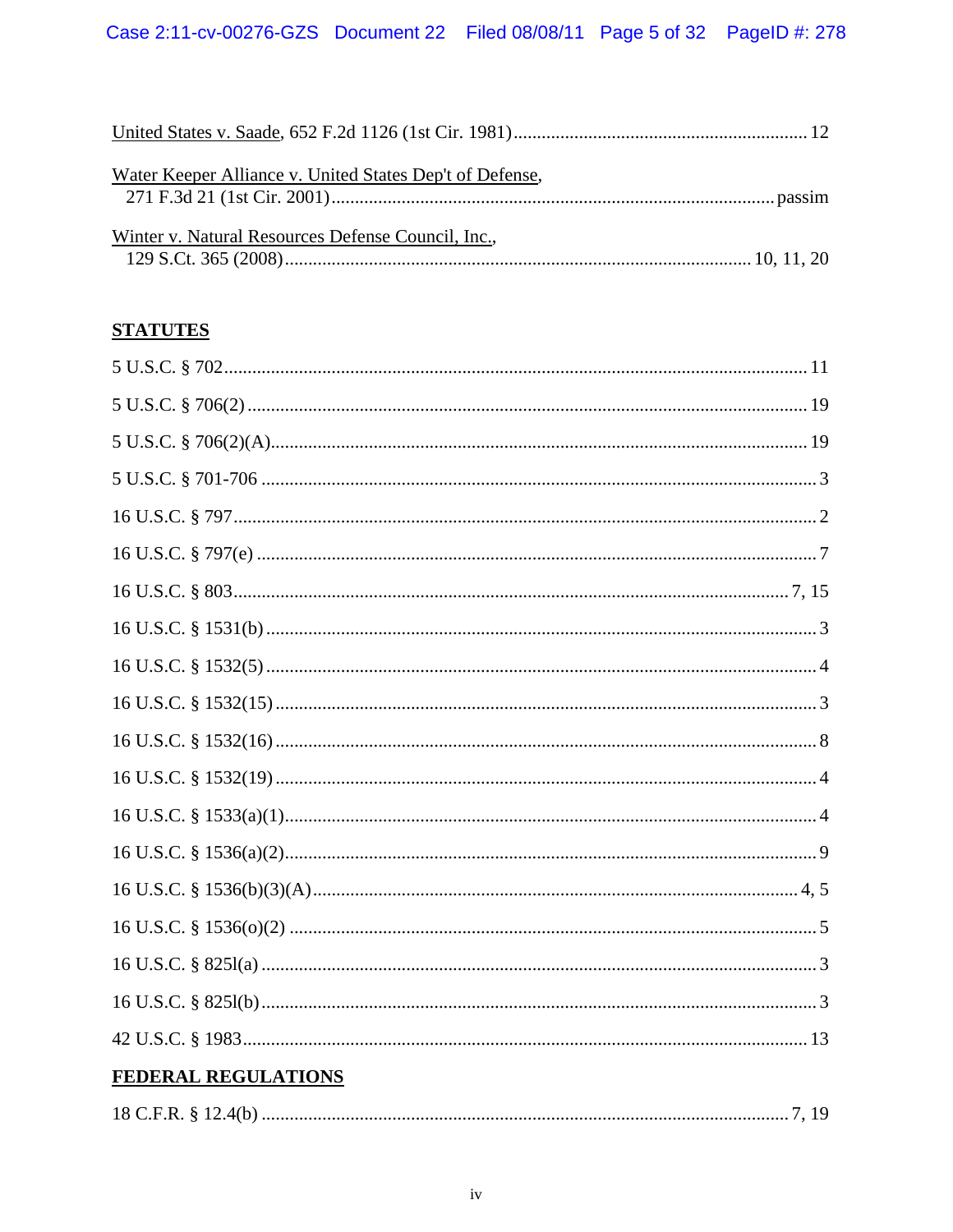United States v. Saade, 652 F.2d 1126 (1st Cir. 1981) ............ 12

Water Keeper Alliance v. United States Dep't of Defense, 271 F.3d 21 (1st Cir. 2001) ............ passim

Winter v. Natural Resources Defense Council, Inc., 129 S.Ct. 365 (2008) ............ 10, 11, 20

## STATUTES

5 U.S.C. § 702 ............ 11

5 U.S.C. § 706(2) ............ 19

5 U.S.C. § 706(2)(A) ............ 19

5 U.S.C. § 701-706 ............ 3

16 U.S.C. § 797 ............ 2

16 U.S.C. § 797(e) ............ 7

16 U.S.C. § 803 ............ 7, 15

16 U.S.C. § 1531(b) ............ 3

16 U.S.C. § 1532(5) ............ 4

16 U.S.C. § 1532(15) ............ 3

16 U.S.C. § 1532(16) ............ 8

16 U.S.C. § 1532(19) ............ 4

16 U.S.C. § 1533(a)(1) ............ 4

16 U.S.C. § 1536(a)(2) ............ 9

16 U.S.C. § 1536(b)(3)(A) ............ 4, 5

16 U.S.C. § 1536(o)(2) ............ 5

16 U.S.C. § 825l(a) ............ 3

16 U.S.C. § 825l(b) ............ 3

42 U.S.C. § 1983 ............ 13

## FEDERAL REGULATIONS

18 C.F.R. § 12.4(b) ............ 7, 19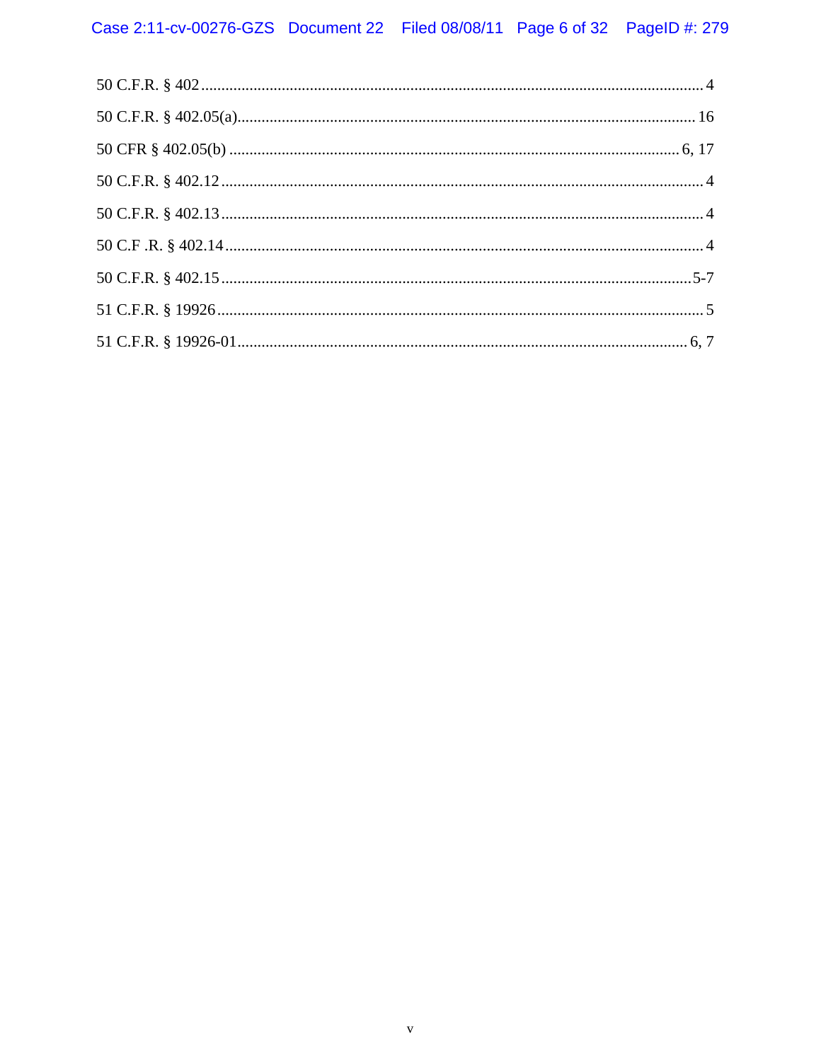50 C.F.R. § 402 .............................................................................................................................. 4

50 C.F.R. § 402.05(a).................................................................................................................. 16

50 CFR § 402.05(b) ............................................................................................................... 6, 17

50 C.F.R. § 402.12 ........................................................................................................................ 4

50 C.F.R. § 402.13 ........................................................................................................................ 4

50 C.F .R. § 402.14 ....................................................................................................................... 4

50 C.F.R. § 402.15 .....................................................................................................................5-7

51 C.F.R. § 19926 ......................................................................................................................... 5

51 C.F.R. § 19926-01................................................................................................................. 6, 7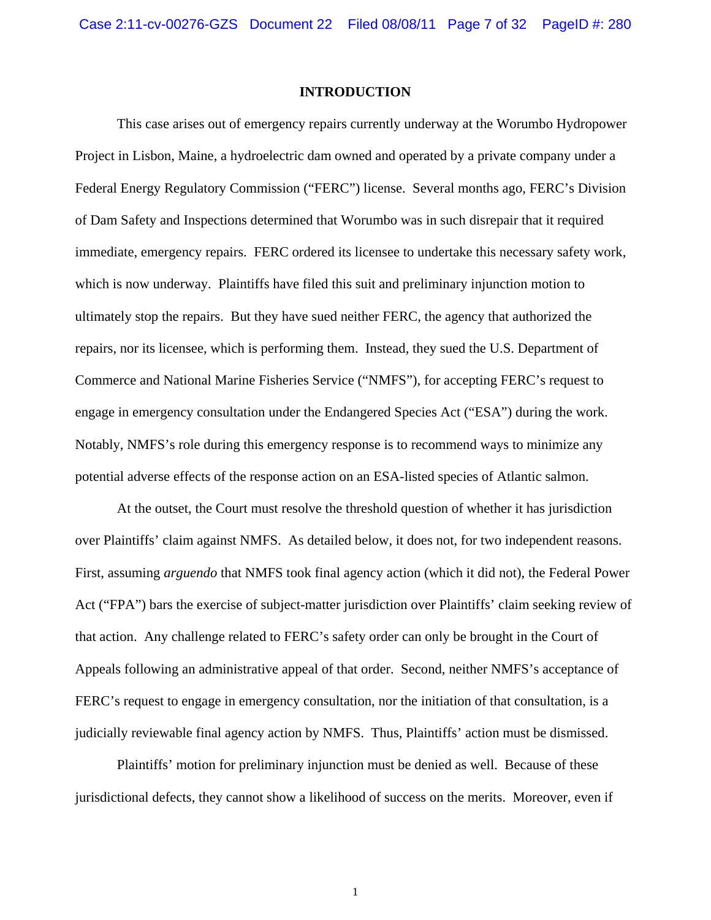# INTRODUCTION

This case arises out of emergency repairs currently underway at the Worumbo Hydropower Project in Lisbon, Maine, a hydroelectric dam owned and operated by a private company under a Federal Energy Regulatory Commission ("FERC") license. Several months ago, FERC's Division of Dam Safety and Inspections determined that Worumbo was in such disrepair that it required immediate, emergency repairs. FERC ordered its licensee to undertake this necessary safety work, which is now underway. Plaintiffs have filed this suit and preliminary injunction motion to ultimately stop the repairs. But they have sued neither FERC, the agency that authorized the repairs, nor its licensee, which is performing them. Instead, they sued the U.S. Department of Commerce and National Marine Fisheries Service ("NMFS"), for accepting FERC's request to engage in emergency consultation under the Endangered Species Act ("ESA") during the work. Notably, NMFS's role during this emergency response is to recommend ways to minimize any potential adverse effects of the response action on an ESA-listed species of Atlantic salmon.

At the outset, the Court must resolve the threshold question of whether it has jurisdiction over Plaintiffs' claim against NMFS. As detailed below, it does not, for two independent reasons. First, assuming *arguendo* that NMFS took final agency action (which it did not), the Federal Power Act ("FPA") bars the exercise of subject-matter jurisdiction over Plaintiffs' claim seeking review of that action. Any challenge related to FERC's safety order can only be brought in the Court of Appeals following an administrative appeal of that order. Second, neither NMFS's acceptance of FERC's request to engage in emergency consultation, nor the initiation of that consultation, is a judicially reviewable final agency action by NMFS. Thus, Plaintiffs' action must be dismissed.

Plaintiffs' motion for preliminary injunction must be denied as well. Because of these jurisdictional defects, they cannot show a likelihood of success on the merits. Moreover, even if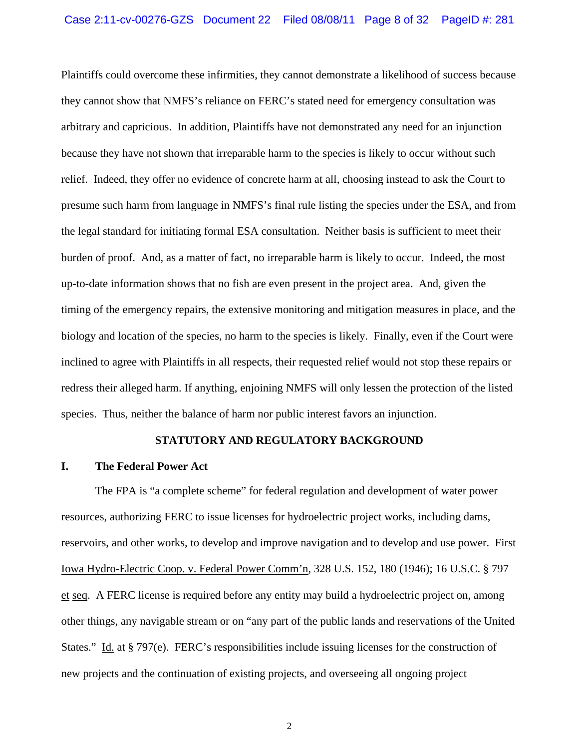Plaintiffs could overcome these infirmities, they cannot demonstrate a likelihood of success because they cannot show that NMFS's reliance on FERC's stated need for emergency consultation was arbitrary and capricious. In addition, Plaintiffs have not demonstrated any need for an injunction because they have not shown that irreparable harm to the species is likely to occur without such relief. Indeed, they offer no evidence of concrete harm at all, choosing instead to ask the Court to presume such harm from language in NMFS's final rule listing the species under the ESA, and from the legal standard for initiating formal ESA consultation. Neither basis is sufficient to meet their burden of proof. And, as a matter of fact, no irreparable harm is likely to occur. Indeed, the most up-to-date information shows that no fish are even present in the project area. And, given the timing of the emergency repairs, the extensive monitoring and mitigation measures in place, and the biology and location of the species, no harm to the species is likely. Finally, even if the Court were inclined to agree with Plaintiffs in all respects, their requested relief would not stop these repairs or redress their alleged harm. If anything, enjoining NMFS will only lessen the protection of the listed species. Thus, neither the balance of harm nor public interest favors an injunction.

## STATUTORY AND REGULATORY BACKGROUND

### I. The Federal Power Act

The FPA is "a complete scheme" for federal regulation and development of water power resources, authorizing FERC to issue licenses for hydroelectric project works, including dams, reservoirs, and other works, to develop and improve navigation and to develop and use power. First Iowa Hydro-Electric Coop. v. Federal Power Comm'n, 328 U.S. 152, 180 (1946); 16 U.S.C. § 797 et seq. A FERC license is required before any entity may build a hydroelectric project on, among other things, any navigable stream or on "any part of the public lands and reservations of the United States." Id. at § 797(e). FERC's responsibilities include issuing licenses for the construction of new projects and the continuation of existing projects, and overseeing all ongoing project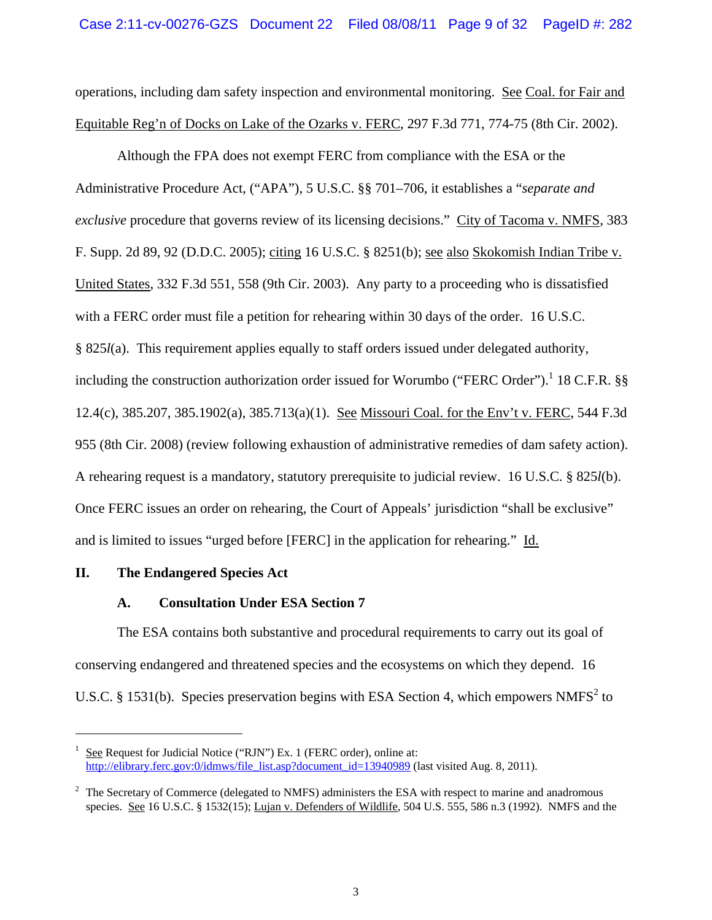operations, including dam safety inspection and environmental monitoring. See Coal. for Fair and Equitable Reg'n of Docks on Lake of the Ozarks v. FERC, 297 F.3d 771, 774-75 (8th Cir. 2002).

Although the FPA does not exempt FERC from compliance with the ESA or the Administrative Procedure Act, ("APA"), 5 U.S.C. §§ 701–706, it establishes a "*separate and exclusive* procedure that governs review of its licensing decisions." City of Tacoma v. NMFS, 383 F. Supp. 2d 89, 92 (D.D.C. 2005); citing 16 U.S.C. § 8251(b); see also Skokomish Indian Tribe v. United States, 332 F.3d 551, 558 (9th Cir. 2003). Any party to a proceeding who is dissatisfied with a FERC order must file a petition for rehearing within 30 days of the order. 16 U.S.C. § 825*l*(a). This requirement applies equally to staff orders issued under delegated authority, including the construction authorization order issued for Worumbo ("FERC Order").[1] 18 C.F.R. §§ 12.4(c), 385.207, 385.1902(a), 385.713(a)(1). See Missouri Coal. for the Env't v. FERC, 544 F.3d 955 (8th Cir. 2008) (review following exhaustion of administrative remedies of dam safety action). A rehearing request is a mandatory, statutory prerequisite to judicial review. 16 U.S.C. § 825*l*(b). Once FERC issues an order on rehearing, the Court of Appeals' jurisdiction "shall be exclusive" and is limited to issues "urged before [FERC] in the application for rehearing." Id.

## II. The Endangered Species Act

### A. Consultation Under ESA Section 7

The ESA contains both substantive and procedural requirements to carry out its goal of conserving endangered and threatened species and the ecosystems on which they depend. 16 U.S.C. § 1531(b). Species preservation begins with ESA Section 4, which empowers NMFS[2] to

---

[1] See Request for Judicial Notice ("RJN") Ex. 1 (FERC order), online at: http://elibrary.ferc.gov:0/idmws/file_list.asp?document_id=13940989 (last visited Aug. 8, 2011).

[2] The Secretary of Commerce (delegated to NMFS) administers the ESA with respect to marine and anadromous species. See 16 U.S.C. § 1532(15); Lujan v. Defenders of Wildlife, 504 U.S. 555, 586 n.3 (1992). NMFS and the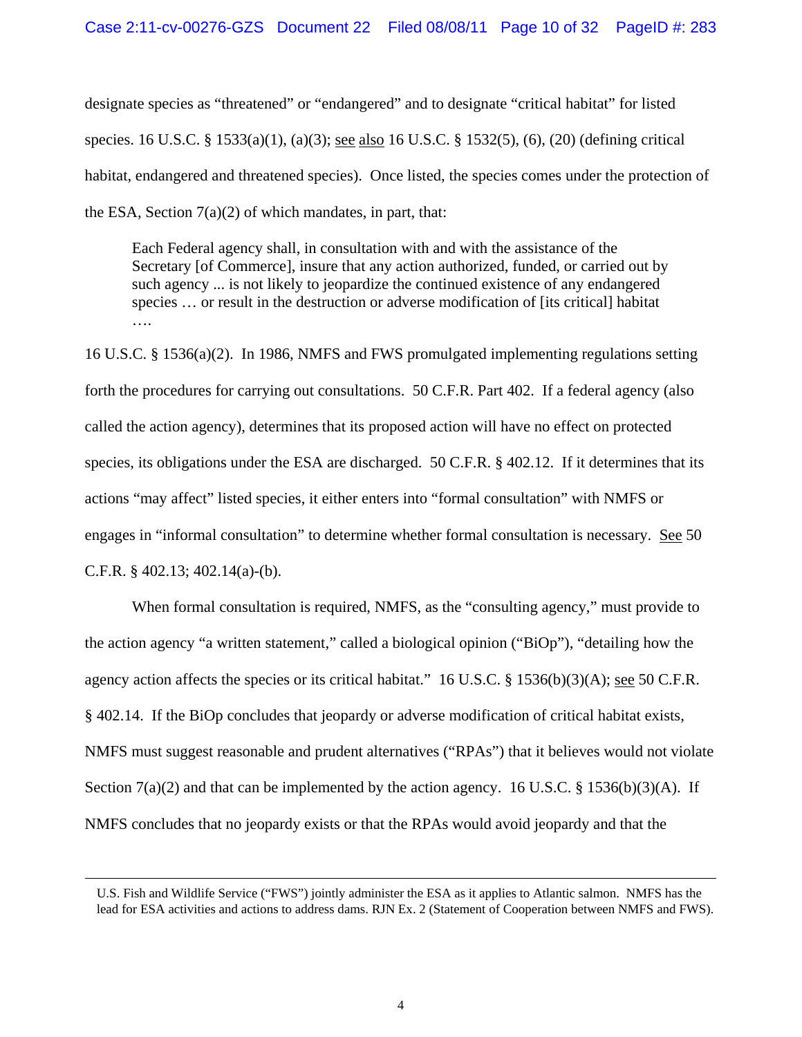designate species as "threatened" or "endangered" and to designate "critical habitat" for listed species. 16 U.S.C. § 1533(a)(1), (a)(3); see also 16 U.S.C. § 1532(5), (6), (20) (defining critical habitat, endangered and threatened species). Once listed, the species comes under the protection of the ESA, Section 7(a)(2) of which mandates, in part, that:

> Each Federal agency shall, in consultation with and with the assistance of the Secretary [of Commerce], insure that any action authorized, funded, or carried out by such agency ... is not likely to jeopardize the continued existence of any endangered species … or result in the destruction or adverse modification of [its critical] habitat ….

16 U.S.C. § 1536(a)(2). In 1986, NMFS and FWS promulgated implementing regulations setting forth the procedures for carrying out consultations. 50 C.F.R. Part 402. If a federal agency (also called the action agency), determines that its proposed action will have no effect on protected species, its obligations under the ESA are discharged. 50 C.F.R. § 402.12. If it determines that its actions "may affect" listed species, it either enters into "formal consultation" with NMFS or engages in "informal consultation" to determine whether formal consultation is necessary. See 50 C.F.R. § 402.13; 402.14(a)-(b).

When formal consultation is required, NMFS, as the "consulting agency," must provide to the action agency "a written statement," called a biological opinion ("BiOp"), "detailing how the agency action affects the species or its critical habitat." 16 U.S.C. § 1536(b)(3)(A); see 50 C.F.R. § 402.14. If the BiOp concludes that jeopardy or adverse modification of critical habitat exists, NMFS must suggest reasonable and prudent alternatives ("RPAs") that it believes would not violate Section 7(a)(2) and that can be implemented by the action agency. 16 U.S.C. § 1536(b)(3)(A). If NMFS concludes that no jeopardy exists or that the RPAs would avoid jeopardy and that the

---

U.S. Fish and Wildlife Service ("FWS") jointly administer the ESA as it applies to Atlantic salmon. NMFS has the lead for ESA activities and actions to address dams. RJN Ex. 2 (Statement of Cooperation between NMFS and FWS).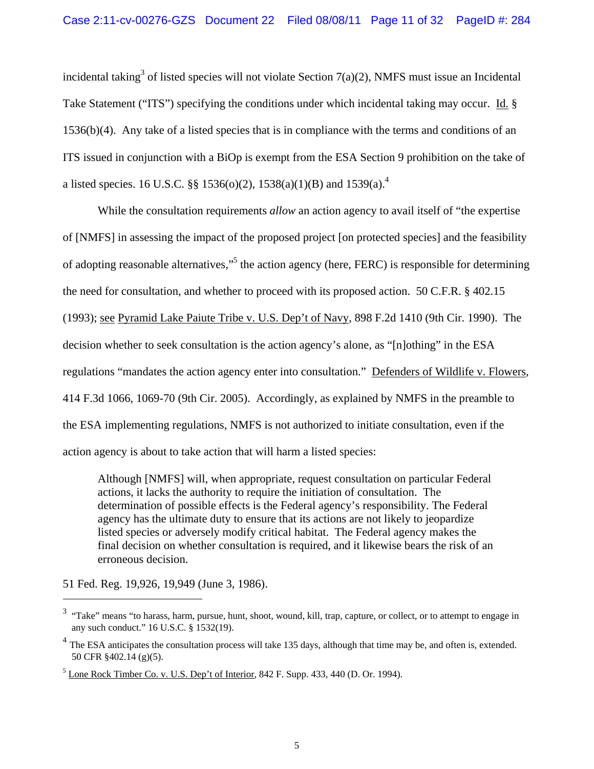incidental taking[3] of listed species will not violate Section 7(a)(2), NMFS must issue an Incidental Take Statement ("ITS") specifying the conditions under which incidental taking may occur. Id. § 1536(b)(4). Any take of a listed species that is in compliance with the terms and conditions of an ITS issued in conjunction with a BiOp is exempt from the ESA Section 9 prohibition on the take of a listed species. 16 U.S.C. §§ 1536(o)(2), 1538(a)(1)(B) and 1539(a).[4]

While the consultation requirements *allow* an action agency to avail itself of "the expertise of [NMFS] in assessing the impact of the proposed project [on protected species] and the feasibility of adopting reasonable alternatives,"[5] the action agency (here, FERC) is responsible for determining the need for consultation, and whether to proceed with its proposed action. 50 C.F.R. § 402.15 (1993); see Pyramid Lake Paiute Tribe v. U.S. Dep't of Navy, 898 F.2d 1410 (9th Cir. 1990). The decision whether to seek consultation is the action agency's alone, as "[n]othing" in the ESA regulations "mandates the action agency enter into consultation." Defenders of Wildlife v. Flowers, 414 F.3d 1066, 1069-70 (9th Cir. 2005). Accordingly, as explained by NMFS in the preamble to the ESA implementing regulations, NMFS is not authorized to initiate consultation, even if the action agency is about to take action that will harm a listed species:

> Although [NMFS] will, when appropriate, request consultation on particular Federal actions, it lacks the authority to require the initiation of consultation. The determination of possible effects is the Federal agency's responsibility. The Federal agency has the ultimate duty to ensure that its actions are not likely to jeopardize listed species or adversely modify critical habitat. The Federal agency makes the final decision on whether consultation is required, and it likewise bears the risk of an erroneous decision.

51 Fed. Reg. 19,926, 19,949 (June 3, 1986).

---

[3] "Take" means "to harass, harm, pursue, hunt, shoot, wound, kill, trap, capture, or collect, or to attempt to engage in any such conduct." 16 U.S.C. § 1532(19).

[4] The ESA anticipates the consultation process will take 135 days, although that time may be, and often is, extended. 50 CFR §402.14 (g)(5).

[5] Lone Rock Timber Co. v. U.S. Dep't of Interior, 842 F. Supp. 433, 440 (D. Or. 1994).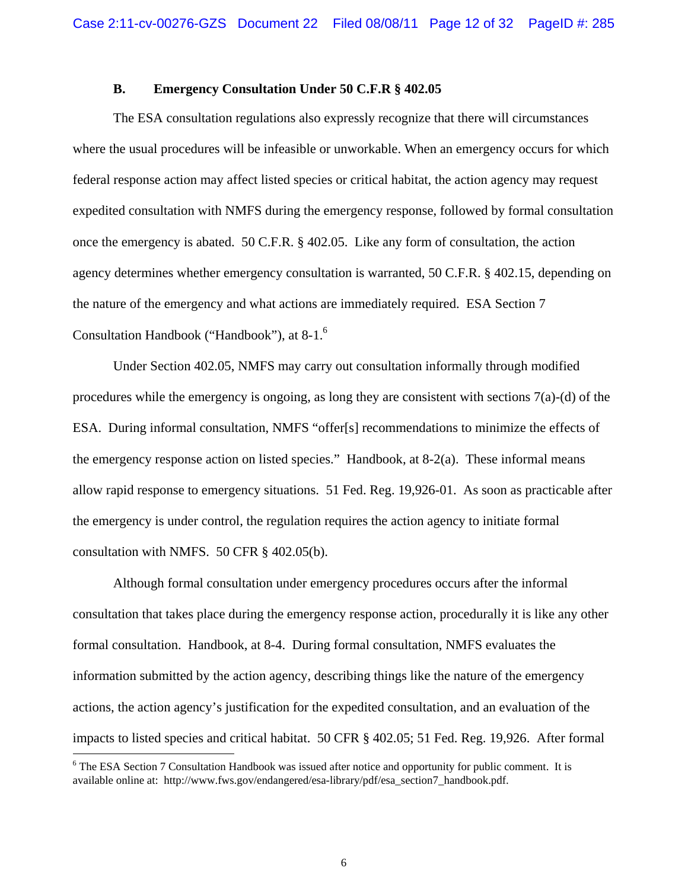### B. Emergency Consultation Under 50 C.F.R § 402.05

The ESA consultation regulations also expressly recognize that there will circumstances where the usual procedures will be infeasible or unworkable. When an emergency occurs for which federal response action may affect listed species or critical habitat, the action agency may request expedited consultation with NMFS during the emergency response, followed by formal consultation once the emergency is abated. 50 C.F.R. § 402.05. Like any form of consultation, the action agency determines whether emergency consultation is warranted, 50 C.F.R. § 402.15, depending on the nature of the emergency and what actions are immediately required. ESA Section 7 Consultation Handbook ("Handbook"), at 8-1.[6]

Under Section 402.05, NMFS may carry out consultation informally through modified procedures while the emergency is ongoing, as long they are consistent with sections 7(a)-(d) of the ESA. During informal consultation, NMFS "offer[s] recommendations to minimize the effects of the emergency response action on listed species." Handbook, at 8-2(a). These informal means allow rapid response to emergency situations. 51 Fed. Reg. 19,926-01. As soon as practicable after the emergency is under control, the regulation requires the action agency to initiate formal consultation with NMFS. 50 CFR § 402.05(b).

Although formal consultation under emergency procedures occurs after the informal consultation that takes place during the emergency response action, procedurally it is like any other formal consultation. Handbook, at 8-4. During formal consultation, NMFS evaluates the information submitted by the action agency, describing things like the nature of the emergency actions, the action agency's justification for the expedited consultation, and an evaluation of the impacts to listed species and critical habitat. 50 CFR § 402.05; 51 Fed. Reg. 19,926. After formal

---

[6] The ESA Section 7 Consultation Handbook was issued after notice and opportunity for public comment. It is available online at: http://www.fws.gov/endangered/esa-library/pdf/esa_section7_handbook.pdf.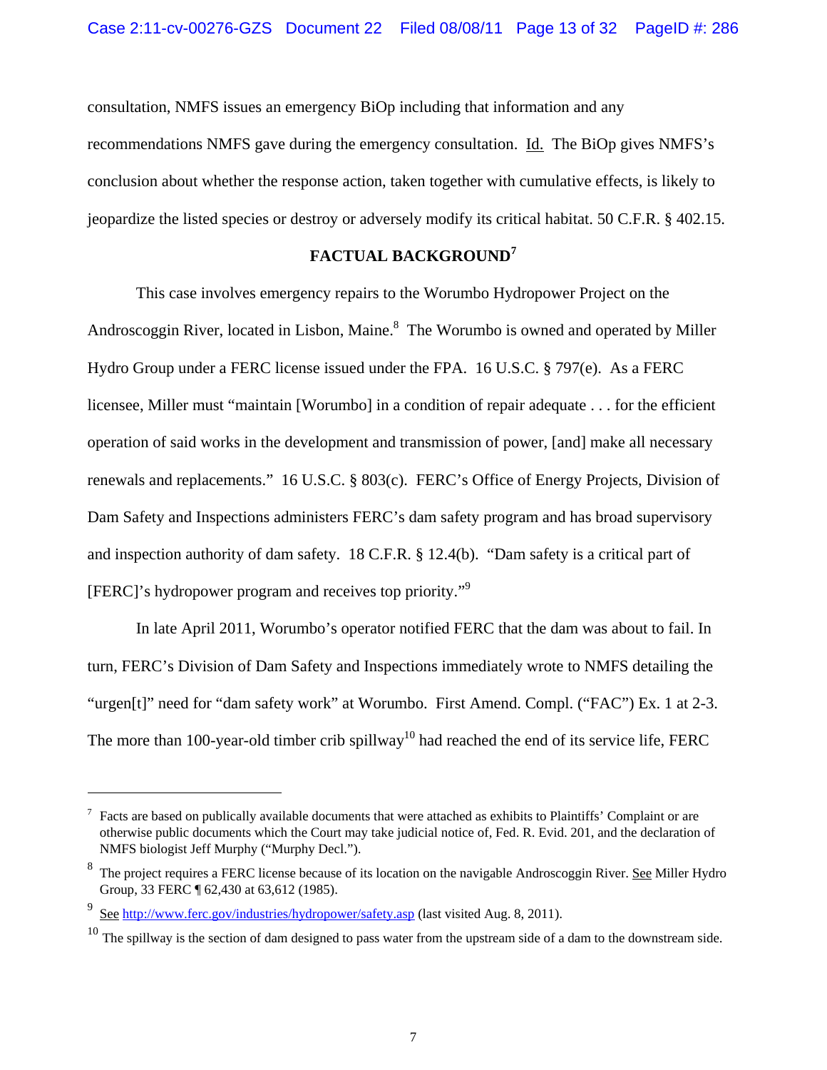consultation, NMFS issues an emergency BiOp including that information and any recommendations NMFS gave during the emergency consultation. Id. The BiOp gives NMFS's conclusion about whether the response action, taken together with cumulative effects, is likely to jeopardize the listed species or destroy or adversely modify its critical habitat. 50 C.F.R. § 402.15.

## FACTUAL BACKGROUND[7]

This case involves emergency repairs to the Worumbo Hydropower Project on the Androscoggin River, located in Lisbon, Maine.[8] The Worumbo is owned and operated by Miller Hydro Group under a FERC license issued under the FPA. 16 U.S.C. § 797(e). As a FERC licensee, Miller must "maintain [Worumbo] in a condition of repair adequate . . . for the efficient operation of said works in the development and transmission of power, [and] make all necessary renewals and replacements." 16 U.S.C. § 803(c). FERC's Office of Energy Projects, Division of Dam Safety and Inspections administers FERC's dam safety program and has broad supervisory and inspection authority of dam safety. 18 C.F.R. § 12.4(b). "Dam safety is a critical part of [FERC]'s hydropower program and receives top priority."[9]

In late April 2011, Worumbo's operator notified FERC that the dam was about to fail. In turn, FERC's Division of Dam Safety and Inspections immediately wrote to NMFS detailing the "urgen[t]" need for "dam safety work" at Worumbo. First Amend. Compl. ("FAC") Ex. 1 at 2-3. The more than 100-year-old timber crib spillway[10] had reached the end of its service life, FERC

---

[7] Facts are based on publically available documents that were attached as exhibits to Plaintiffs' Complaint or are otherwise public documents which the Court may take judicial notice of, Fed. R. Evid. 201, and the declaration of NMFS biologist Jeff Murphy ("Murphy Decl.").

[8] The project requires a FERC license because of its location on the navigable Androscoggin River. See Miller Hydro Group, 33 FERC ¶ 62,430 at 63,612 (1985).

[9] See http://www.ferc.gov/industries/hydropower/safety.asp (last visited Aug. 8, 2011).

[10] The spillway is the section of dam designed to pass water from the upstream side of a dam to the downstream side.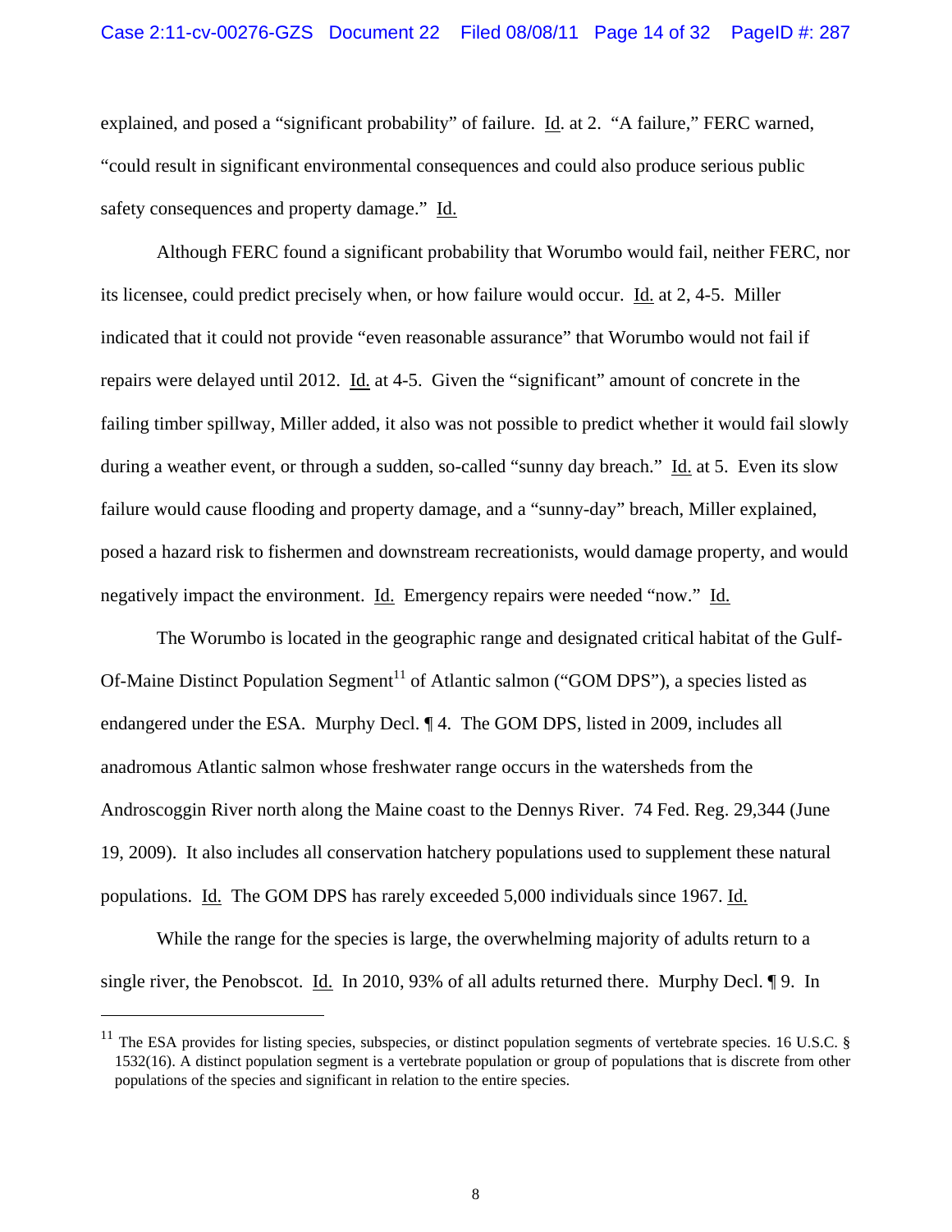explained, and posed a "significant probability" of failure. Id. at 2. "A failure," FERC warned, "could result in significant environmental consequences and could also produce serious public safety consequences and property damage." Id.

Although FERC found a significant probability that Worumbo would fail, neither FERC, nor its licensee, could predict precisely when, or how failure would occur. Id. at 2, 4-5. Miller indicated that it could not provide "even reasonable assurance" that Worumbo would not fail if repairs were delayed until 2012. Id. at 4-5. Given the "significant" amount of concrete in the failing timber spillway, Miller added, it also was not possible to predict whether it would fail slowly during a weather event, or through a sudden, so-called "sunny day breach." Id. at 5. Even its slow failure would cause flooding and property damage, and a "sunny-day" breach, Miller explained, posed a hazard risk to fishermen and downstream recreationists, would damage property, and would negatively impact the environment. Id. Emergency repairs were needed "now." Id.

The Worumbo is located in the geographic range and designated critical habitat of the Gulf-Of-Maine Distinct Population Segment[11] of Atlantic salmon ("GOM DPS"), a species listed as endangered under the ESA. Murphy Decl. ¶ 4. The GOM DPS, listed in 2009, includes all anadromous Atlantic salmon whose freshwater range occurs in the watersheds from the Androscoggin River north along the Maine coast to the Dennys River. 74 Fed. Reg. 29,344 (June 19, 2009). It also includes all conservation hatchery populations used to supplement these natural populations. Id. The GOM DPS has rarely exceeded 5,000 individuals since 1967. Id.

While the range for the species is large, the overwhelming majority of adults return to a single river, the Penobscot. Id. In 2010, 93% of all adults returned there. Murphy Decl. ¶ 9. In

---

[11] The ESA provides for listing species, subspecies, or distinct population segments of vertebrate species. 16 U.S.C. § 1532(16). A distinct population segment is a vertebrate population or group of populations that is discrete from other populations of the species and significant in relation to the entire species.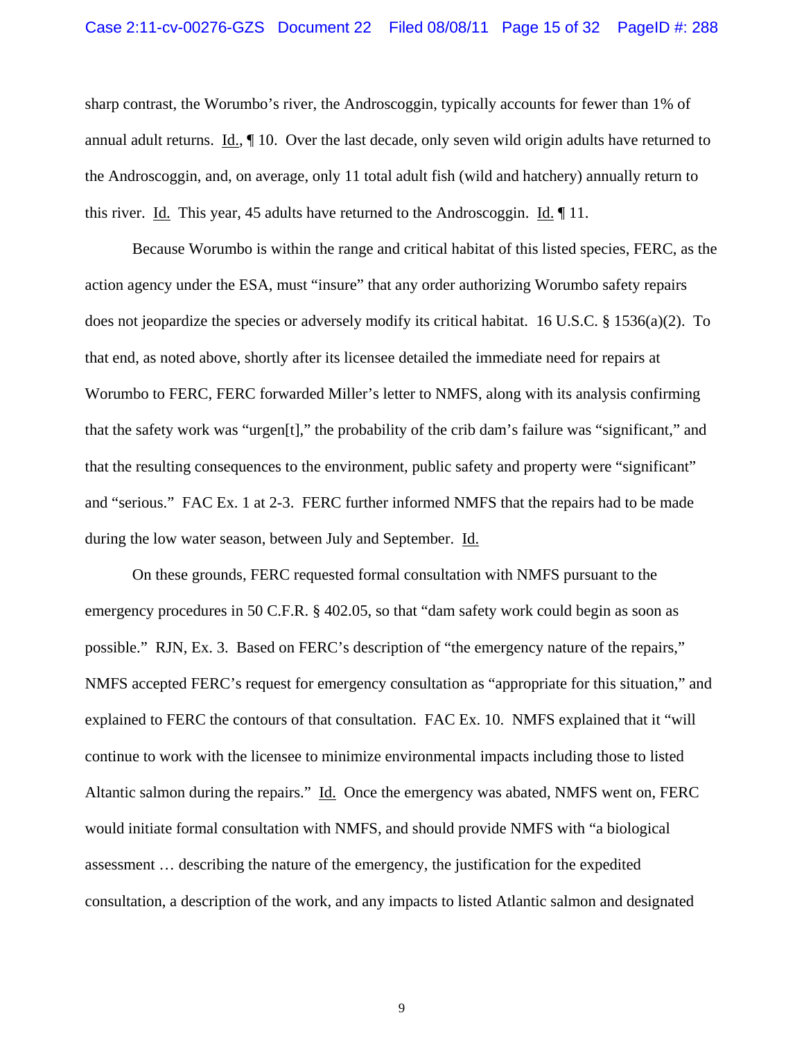sharp contrast, the Worumbo's river, the Androscoggin, typically accounts for fewer than 1% of annual adult returns. Id., ¶ 10. Over the last decade, only seven wild origin adults have returned to the Androscoggin, and, on average, only 11 total adult fish (wild and hatchery) annually return to this river. Id. This year, 45 adults have returned to the Androscoggin. Id. ¶ 11.

Because Worumbo is within the range and critical habitat of this listed species, FERC, as the action agency under the ESA, must "insure" that any order authorizing Worumbo safety repairs does not jeopardize the species or adversely modify its critical habitat. 16 U.S.C. § 1536(a)(2). To that end, as noted above, shortly after its licensee detailed the immediate need for repairs at Worumbo to FERC, FERC forwarded Miller's letter to NMFS, along with its analysis confirming that the safety work was "urgen[t]," the probability of the crib dam's failure was "significant," and that the resulting consequences to the environment, public safety and property were "significant" and "serious." FAC Ex. 1 at 2-3. FERC further informed NMFS that the repairs had to be made during the low water season, between July and September. Id.

On these grounds, FERC requested formal consultation with NMFS pursuant to the emergency procedures in 50 C.F.R. § 402.05, so that "dam safety work could begin as soon as possible." RJN, Ex. 3. Based on FERC's description of "the emergency nature of the repairs," NMFS accepted FERC's request for emergency consultation as "appropriate for this situation," and explained to FERC the contours of that consultation. FAC Ex. 10. NMFS explained that it "will continue to work with the licensee to minimize environmental impacts including those to listed Altantic salmon during the repairs." Id. Once the emergency was abated, NMFS went on, FERC would initiate formal consultation with NMFS, and should provide NMFS with "a biological assessment … describing the nature of the emergency, the justification for the expedited consultation, a description of the work, and any impacts to listed Atlantic salmon and designated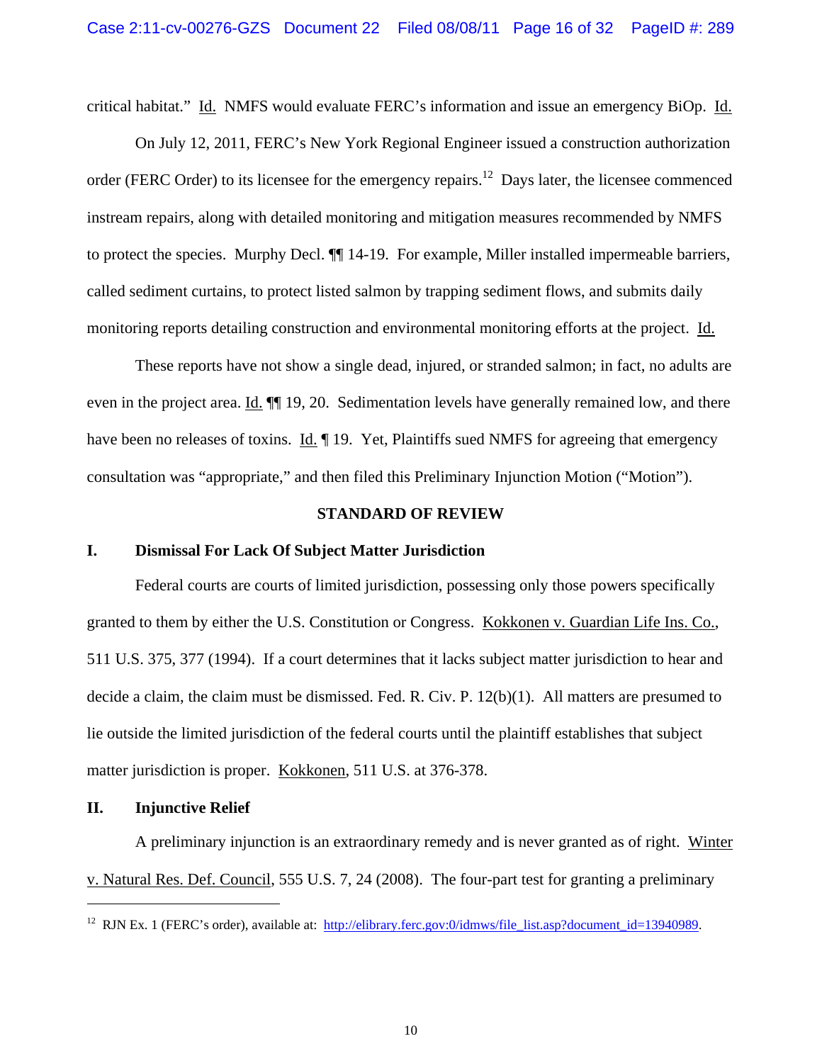critical habitat." Id. NMFS would evaluate FERC's information and issue an emergency BiOp. Id.

On July 12, 2011, FERC's New York Regional Engineer issued a construction authorization order (FERC Order) to its licensee for the emergency repairs.[12] Days later, the licensee commenced instream repairs, along with detailed monitoring and mitigation measures recommended by NMFS to protect the species. Murphy Decl. ¶¶ 14-19. For example, Miller installed impermeable barriers, called sediment curtains, to protect listed salmon by trapping sediment flows, and submits daily monitoring reports detailing construction and environmental monitoring efforts at the project. Id.

These reports have not show a single dead, injured, or stranded salmon; in fact, no adults are even in the project area. Id. ¶¶ 19, 20. Sedimentation levels have generally remained low, and there have been no releases of toxins. Id. ¶ 19. Yet, Plaintiffs sued NMFS for agreeing that emergency consultation was "appropriate," and then filed this Preliminary Injunction Motion ("Motion").

## STANDARD OF REVIEW

### I. Dismissal For Lack Of Subject Matter Jurisdiction

Federal courts are courts of limited jurisdiction, possessing only those powers specifically granted to them by either the U.S. Constitution or Congress. Kokkonen v. Guardian Life Ins. Co., 511 U.S. 375, 377 (1994). If a court determines that it lacks subject matter jurisdiction to hear and decide a claim, the claim must be dismissed. Fed. R. Civ. P. 12(b)(1). All matters are presumed to lie outside the limited jurisdiction of the federal courts until the plaintiff establishes that subject matter jurisdiction is proper. Kokkonen, 511 U.S. at 376-378.

### II. Injunctive Relief

A preliminary injunction is an extraordinary remedy and is never granted as of right. Winter v. Natural Res. Def. Council, 555 U.S. 7, 24 (2008). The four-part test for granting a preliminary

---

[12] RJN Ex. 1 (FERC's order), available at: http://elibrary.ferc.gov:0/idmws/file_list.asp?document_id=13940989.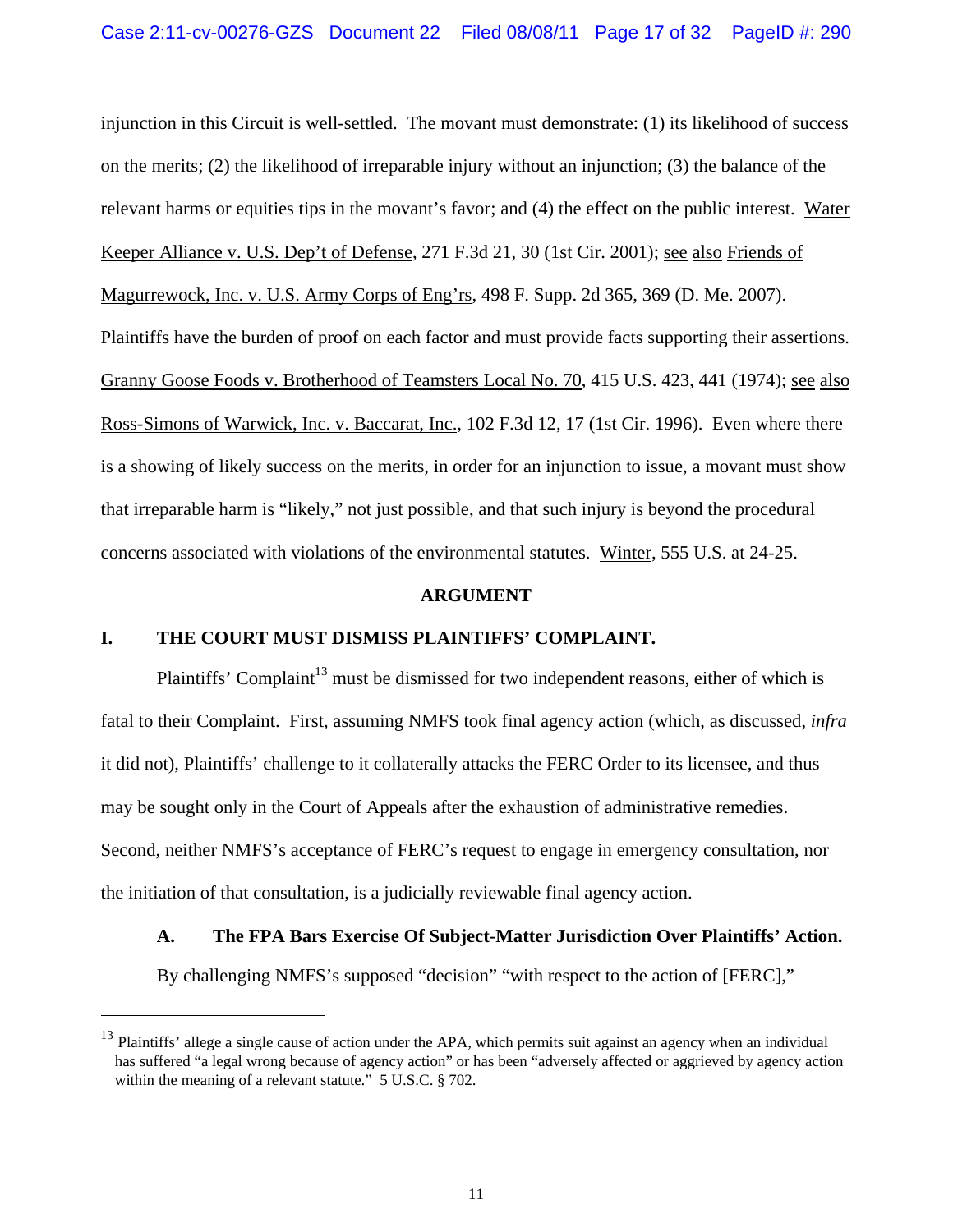injunction in this Circuit is well-settled. The movant must demonstrate: (1) its likelihood of success on the merits; (2) the likelihood of irreparable injury without an injunction; (3) the balance of the relevant harms or equities tips in the movant's favor; and (4) the effect on the public interest. Water Keeper Alliance v. U.S. Dep't of Defense, 271 F.3d 21, 30 (1st Cir. 2001); see also Friends of Magurrewock, Inc. v. U.S. Army Corps of Eng'rs, 498 F. Supp. 2d 365, 369 (D. Me. 2007). Plaintiffs have the burden of proof on each factor and must provide facts supporting their assertions. Granny Goose Foods v. Brotherhood of Teamsters Local No. 70, 415 U.S. 423, 441 (1974); see also Ross-Simons of Warwick, Inc. v. Baccarat, Inc., 102 F.3d 12, 17 (1st Cir. 1996). Even where there is a showing of likely success on the merits, in order for an injunction to issue, a movant must show that irreparable harm is "likely," not just possible, and that such injury is beyond the procedural concerns associated with violations of the environmental statutes. Winter, 555 U.S. at 24-25.

## ARGUMENT

### I. THE COURT MUST DISMISS PLAINTIFFS' COMPLAINT.

Plaintiffs' Complaint[13] must be dismissed for two independent reasons, either of which is fatal to their Complaint. First, assuming NMFS took final agency action (which, as discussed, *infra* it did not), Plaintiffs' challenge to it collaterally attacks the FERC Order to its licensee, and thus may be sought only in the Court of Appeals after the exhaustion of administrative remedies. Second, neither NMFS's acceptance of FERC's request to engage in emergency consultation, nor the initiation of that consultation, is a judicially reviewable final agency action.

#### A. The FPA Bars Exercise Of Subject-Matter Jurisdiction Over Plaintiffs' Action.

By challenging NMFS's supposed "decision" "with respect to the action of [FERC],"

---

[13] Plaintiffs' allege a single cause of action under the APA, which permits suit against an agency when an individual has suffered "a legal wrong because of agency action" or has been "adversely affected or aggrieved by agency action within the meaning of a relevant statute." 5 U.S.C. § 702.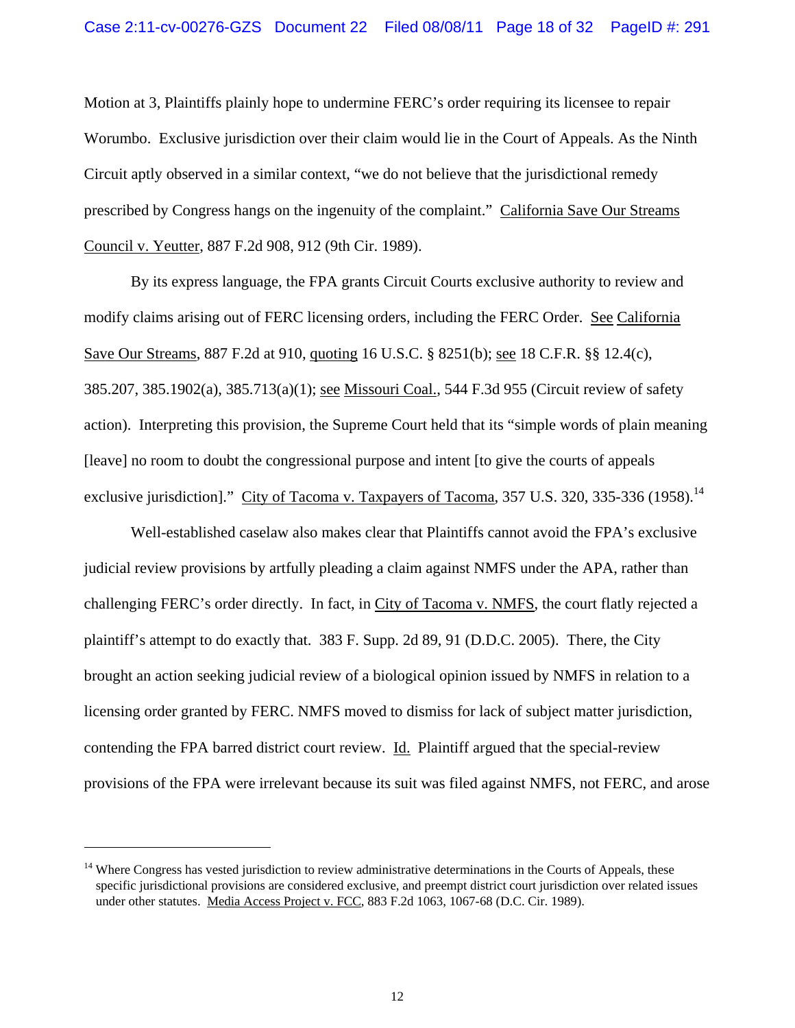Motion at 3, Plaintiffs plainly hope to undermine FERC's order requiring its licensee to repair Worumbo. Exclusive jurisdiction over their claim would lie in the Court of Appeals. As the Ninth Circuit aptly observed in a similar context, "we do not believe that the jurisdictional remedy prescribed by Congress hangs on the ingenuity of the complaint." California Save Our Streams Council v. Yeutter, 887 F.2d 908, 912 (9th Cir. 1989).

By its express language, the FPA grants Circuit Courts exclusive authority to review and modify claims arising out of FERC licensing orders, including the FERC Order. See California Save Our Streams, 887 F.2d at 910, quoting 16 U.S.C. § 8251(b); see 18 C.F.R. §§ 12.4(c), 385.207, 385.1902(a), 385.713(a)(1); see Missouri Coal., 544 F.3d 955 (Circuit review of safety action). Interpreting this provision, the Supreme Court held that its "simple words of plain meaning [leave] no room to doubt the congressional purpose and intent [to give the courts of appeals exclusive jurisdiction]." City of Tacoma v. Taxpayers of Tacoma, 357 U.S. 320, 335-336 (1958).[14]

Well-established caselaw also makes clear that Plaintiffs cannot avoid the FPA's exclusive judicial review provisions by artfully pleading a claim against NMFS under the APA, rather than challenging FERC's order directly. In fact, in City of Tacoma v. NMFS, the court flatly rejected a plaintiff's attempt to do exactly that. 383 F. Supp. 2d 89, 91 (D.D.C. 2005). There, the City brought an action seeking judicial review of a biological opinion issued by NMFS in relation to a licensing order granted by FERC. NMFS moved to dismiss for lack of subject matter jurisdiction, contending the FPA barred district court review. Id. Plaintiff argued that the special-review provisions of the FPA were irrelevant because its suit was filed against NMFS, not FERC, and arose

---

[14] Where Congress has vested jurisdiction to review administrative determinations in the Courts of Appeals, these specific jurisdictional provisions are considered exclusive, and preempt district court jurisdiction over related issues under other statutes. Media Access Project v. FCC, 883 F.2d 1063, 1067-68 (D.C. Cir. 1989).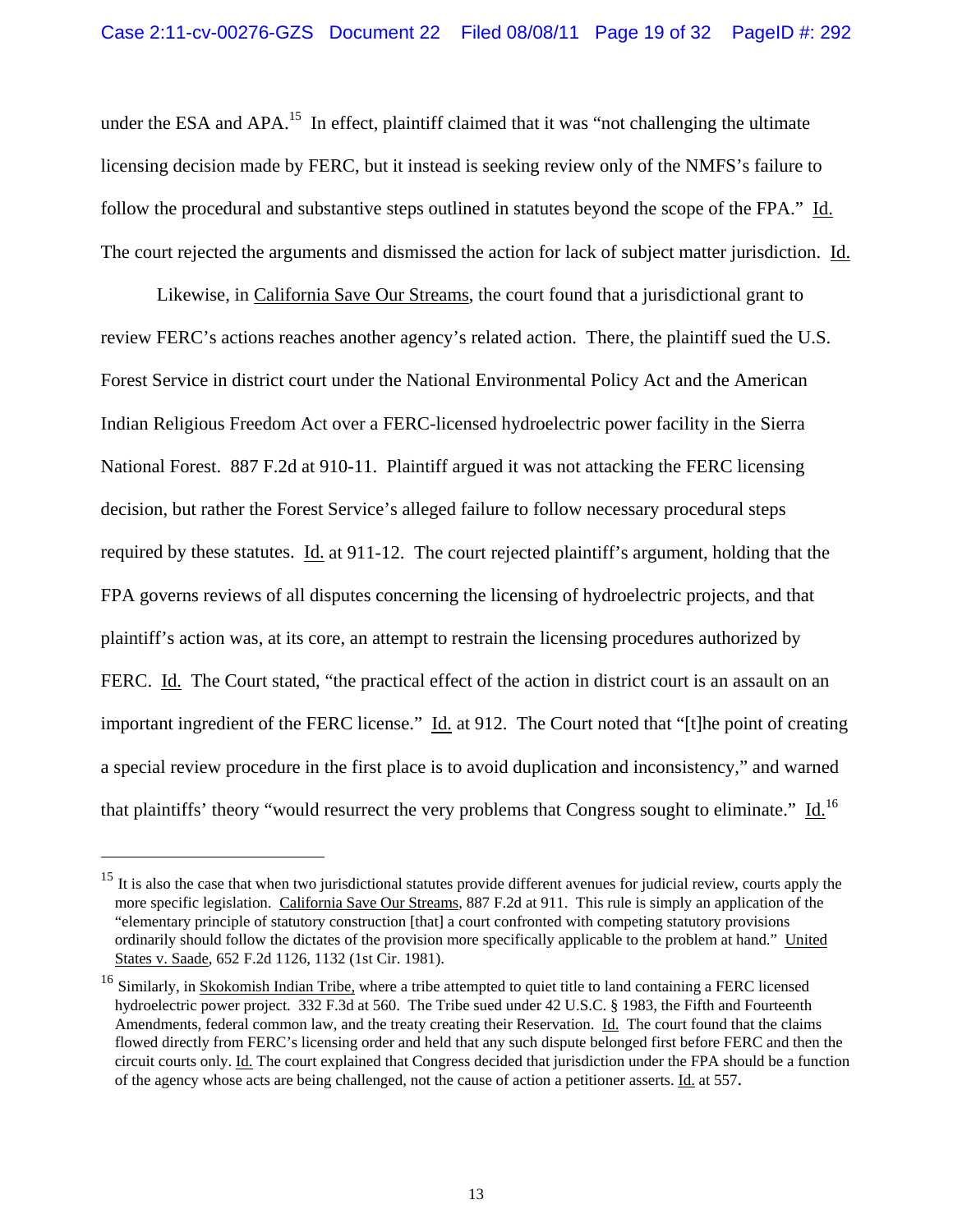under the ESA and APA.[15] In effect, plaintiff claimed that it was "not challenging the ultimate licensing decision made by FERC, but it instead is seeking review only of the NMFS's failure to follow the procedural and substantive steps outlined in statutes beyond the scope of the FPA." Id. The court rejected the arguments and dismissed the action for lack of subject matter jurisdiction. Id.

Likewise, in California Save Our Streams, the court found that a jurisdictional grant to review FERC's actions reaches another agency's related action. There, the plaintiff sued the U.S. Forest Service in district court under the National Environmental Policy Act and the American Indian Religious Freedom Act over a FERC-licensed hydroelectric power facility in the Sierra National Forest. 887 F.2d at 910-11. Plaintiff argued it was not attacking the FERC licensing decision, but rather the Forest Service's alleged failure to follow necessary procedural steps required by these statutes. Id. at 911-12. The court rejected plaintiff's argument, holding that the FPA governs reviews of all disputes concerning the licensing of hydroelectric projects, and that plaintiff's action was, at its core, an attempt to restrain the licensing procedures authorized by FERC. Id. The Court stated, "the practical effect of the action in district court is an assault on an important ingredient of the FERC license." Id. at 912. The Court noted that "[t]he point of creating a special review procedure in the first place is to avoid duplication and inconsistency," and warned that plaintiffs' theory "would resurrect the very problems that Congress sought to eliminate." Id.[16]

---

[15] It is also the case that when two jurisdictional statutes provide different avenues for judicial review, courts apply the more specific legislation. California Save Our Streams, 887 F.2d at 911. This rule is simply an application of the "elementary principle of statutory construction [that] a court confronted with competing statutory provisions ordinarily should follow the dictates of the provision more specifically applicable to the problem at hand." United States v. Saade, 652 F.2d 1126, 1132 (1st Cir. 1981).

[16] Similarly, in Skokomish Indian Tribe, where a tribe attempted to quiet title to land containing a FERC licensed hydroelectric power project. 332 F.3d at 560. The Tribe sued under 42 U.S.C. § 1983, the Fifth and Fourteenth Amendments, federal common law, and the treaty creating their Reservation. Id. The court found that the claims flowed directly from FERC's licensing order and held that any such dispute belonged first before FERC and then the circuit courts only. Id. The court explained that Congress decided that jurisdiction under the FPA should be a function of the agency whose acts are being challenged, not the cause of action a petitioner asserts. Id. at 557.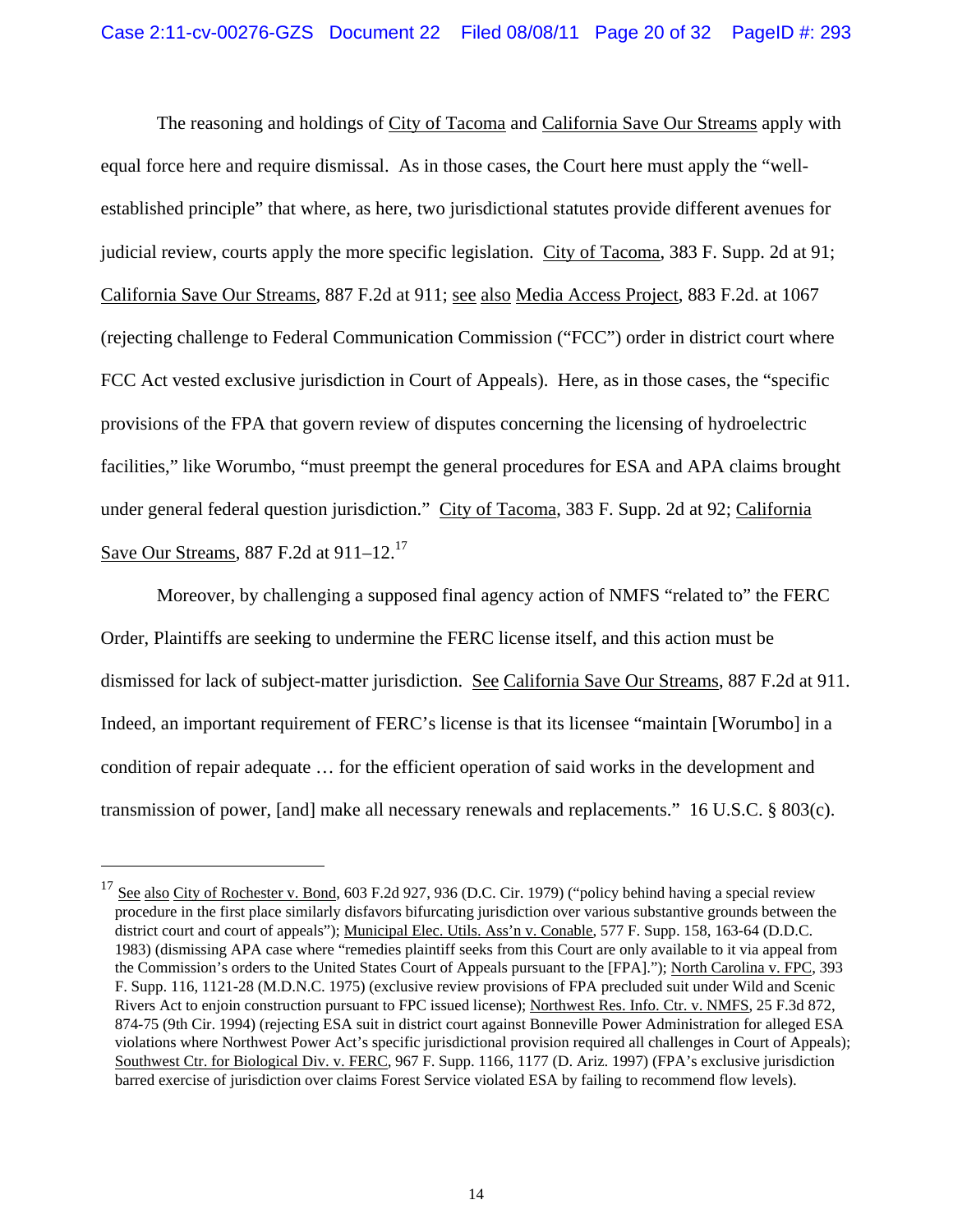The reasoning and holdings of City of Tacoma and California Save Our Streams apply with equal force here and require dismissal. As in those cases, the Court here must apply the "well-established principle" that where, as here, two jurisdictional statutes provide different avenues for judicial review, courts apply the more specific legislation. City of Tacoma, 383 F. Supp. 2d at 91; California Save Our Streams, 887 F.2d at 911; see also Media Access Project, 883 F.2d. at 1067 (rejecting challenge to Federal Communication Commission ("FCC") order in district court where FCC Act vested exclusive jurisdiction in Court of Appeals). Here, as in those cases, the "specific provisions of the FPA that govern review of disputes concerning the licensing of hydroelectric facilities," like Worumbo, "must preempt the general procedures for ESA and APA claims brought under general federal question jurisdiction." City of Tacoma, 383 F. Supp. 2d at 92; California Save Our Streams, 887 F.2d at 911–12.[17]

Moreover, by challenging a supposed final agency action of NMFS "related to" the FERC Order, Plaintiffs are seeking to undermine the FERC license itself, and this action must be dismissed for lack of subject-matter jurisdiction. See California Save Our Streams, 887 F.2d at 911. Indeed, an important requirement of FERC's license is that its licensee "maintain [Worumbo] in a condition of repair adequate … for the efficient operation of said works in the development and transmission of power, [and] make all necessary renewals and replacements." 16 U.S.C. § 803(c).

---

[17] See also City of Rochester v. Bond, 603 F.2d 927, 936 (D.C. Cir. 1979) ("policy behind having a special review procedure in the first place similarly disfavors bifurcating jurisdiction over various substantive grounds between the district court and court of appeals"); Municipal Elec. Utils. Ass'n v. Conable, 577 F. Supp. 158, 163-64 (D.D.C. 1983) (dismissing APA case where "remedies plaintiff seeks from this Court are only available to it via appeal from the Commission's orders to the United States Court of Appeals pursuant to the [FPA]."); North Carolina v. FPC, 393 F. Supp. 116, 1121-28 (M.D.N.C. 1975) (exclusive review provisions of FPA precluded suit under Wild and Scenic Rivers Act to enjoin construction pursuant to FPC issued license); Northwest Res. Info. Ctr. v. NMFS, 25 F.3d 872, 874-75 (9th Cir. 1994) (rejecting ESA suit in district court against Bonneville Power Administration for alleged ESA violations where Northwest Power Act's specific jurisdictional provision required all challenges in Court of Appeals); Southwest Ctr. for Biological Div. v. FERC, 967 F. Supp. 1166, 1177 (D. Ariz. 1997) (FPA's exclusive jurisdiction barred exercise of jurisdiction over claims Forest Service violated ESA by failing to recommend flow levels).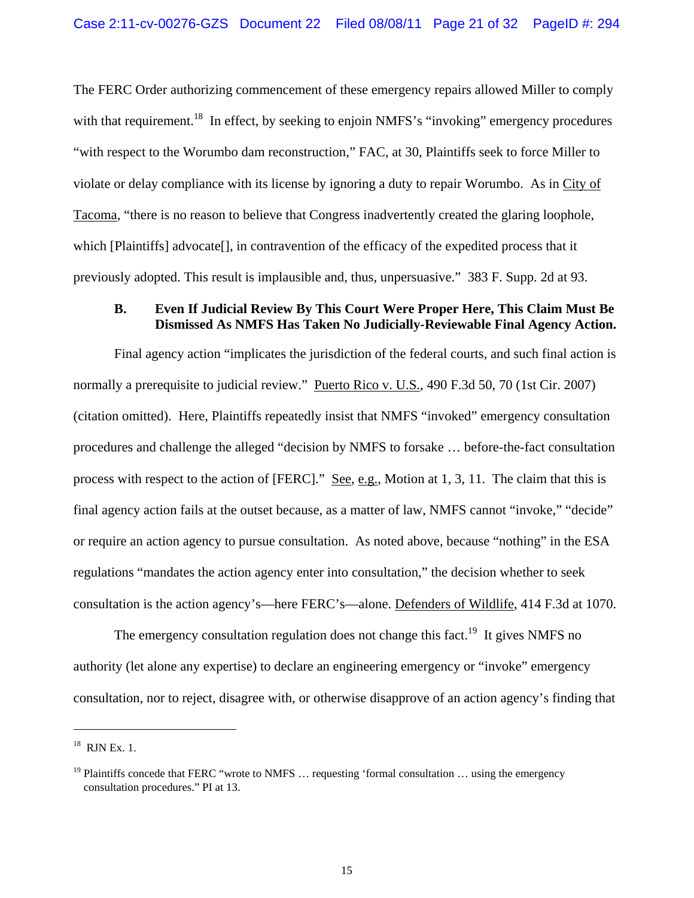The FERC Order authorizing commencement of these emergency repairs allowed Miller to comply with that requirement.[18] In effect, by seeking to enjoin NMFS's "invoking" emergency procedures "with respect to the Worumbo dam reconstruction," FAC, at 30, Plaintiffs seek to force Miller to violate or delay compliance with its license by ignoring a duty to repair Worumbo. As in City of Tacoma, "there is no reason to believe that Congress inadvertently created the glaring loophole, which [Plaintiffs] advocate[], in contravention of the efficacy of the expedited process that it previously adopted. This result is implausible and, thus, unpersuasive." 383 F. Supp. 2d at 93.

**B. Even If Judicial Review By This Court Were Proper Here, This Claim Must Be Dismissed As NMFS Has Taken No Judicially-Reviewable Final Agency Action.**

Final agency action "implicates the jurisdiction of the federal courts, and such final action is normally a prerequisite to judicial review." Puerto Rico v. U.S., 490 F.3d 50, 70 (1st Cir. 2007) (citation omitted). Here, Plaintiffs repeatedly insist that NMFS "invoked" emergency consultation procedures and challenge the alleged "decision by NMFS to forsake … before-the-fact consultation process with respect to the action of [FERC]." See, e.g., Motion at 1, 3, 11. The claim that this is final agency action fails at the outset because, as a matter of law, NMFS cannot "invoke," "decide" or require an action agency to pursue consultation. As noted above, because "nothing" in the ESA regulations "mandates the action agency enter into consultation," the decision whether to seek consultation is the action agency's—here FERC's—alone. Defenders of Wildlife, 414 F.3d at 1070.

The emergency consultation regulation does not change this fact.[19] It gives NMFS no authority (let alone any expertise) to declare an engineering emergency or "invoke" emergency consultation, nor to reject, disagree with, or otherwise disapprove of an action agency's finding that

---

[18] RJN Ex. 1.

[19] Plaintiffs concede that FERC "wrote to NMFS … requesting 'formal consultation … using the emergency consultation procedures." PI at 13.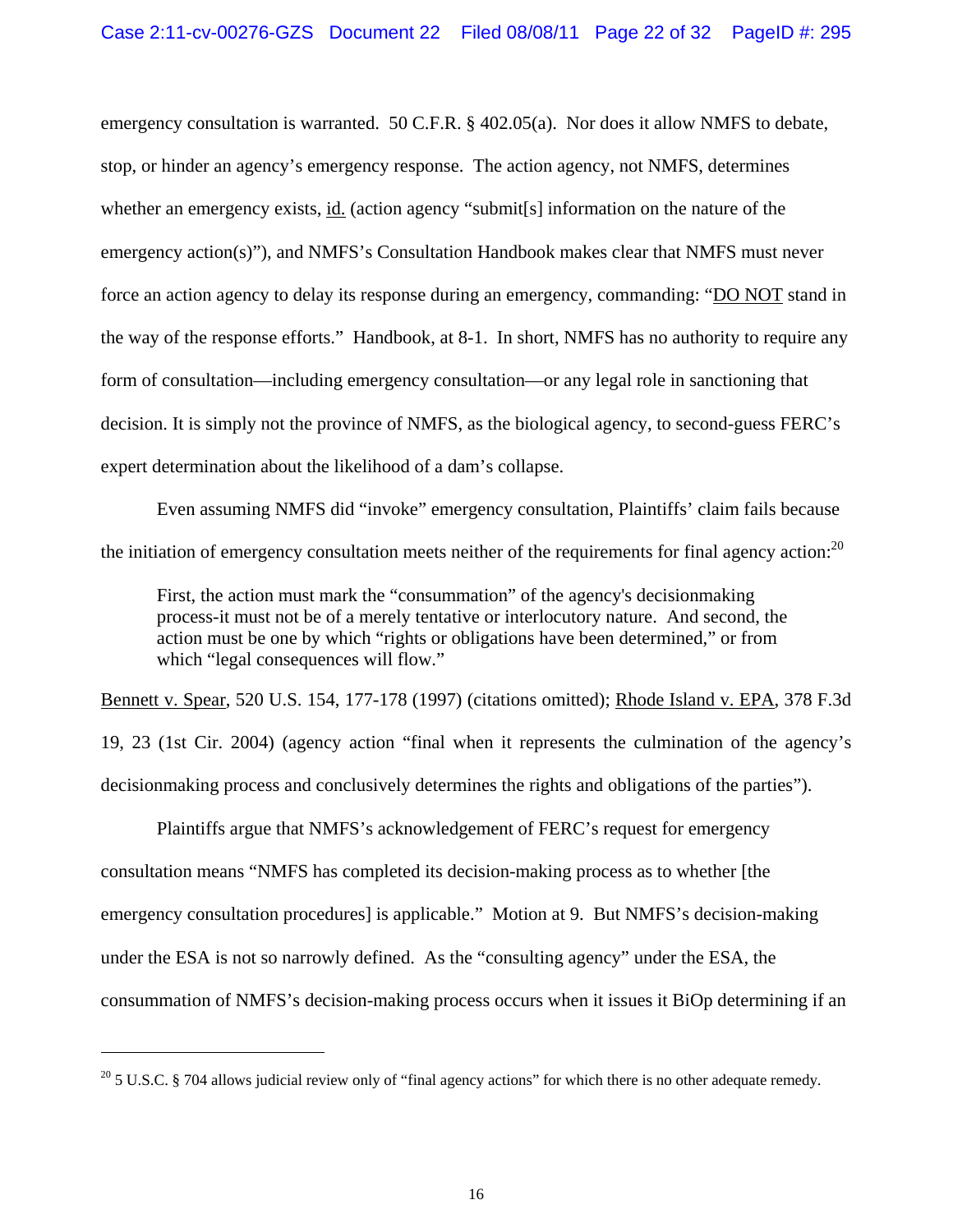emergency consultation is warranted. 50 C.F.R. § 402.05(a). Nor does it allow NMFS to debate, stop, or hinder an agency's emergency response. The action agency, not NMFS, determines whether an emergency exists, id. (action agency "submit[s] information on the nature of the emergency action(s)"), and NMFS's Consultation Handbook makes clear that NMFS must never force an action agency to delay its response during an emergency, commanding: "DO NOT stand in the way of the response efforts." Handbook, at 8-1. In short, NMFS has no authority to require any form of consultation—including emergency consultation—or any legal role in sanctioning that decision. It is simply not the province of NMFS, as the biological agency, to second-guess FERC's expert determination about the likelihood of a dam's collapse.

Even assuming NMFS did "invoke" emergency consultation, Plaintiffs' claim fails because the initiation of emergency consultation meets neither of the requirements for final agency action:[20]

> First, the action must mark the "consummation" of the agency's decisionmaking process-it must not be of a merely tentative or interlocutory nature. And second, the action must be one by which "rights or obligations have been determined," or from which "legal consequences will flow."

Bennett v. Spear, 520 U.S. 154, 177-178 (1997) (citations omitted); Rhode Island v. EPA, 378 F.3d 19, 23 (1st Cir. 2004) (agency action "final when it represents the culmination of the agency's decisionmaking process and conclusively determines the rights and obligations of the parties").

Plaintiffs argue that NMFS's acknowledgement of FERC's request for emergency consultation means "NMFS has completed its decision-making process as to whether [the emergency consultation procedures] is applicable." Motion at 9. But NMFS's decision-making under the ESA is not so narrowly defined. As the "consulting agency" under the ESA, the consummation of NMFS's decision-making process occurs when it issues it BiOp determining if an

---

[20] 5 U.S.C. § 704 allows judicial review only of "final agency actions" for which there is no other adequate remedy.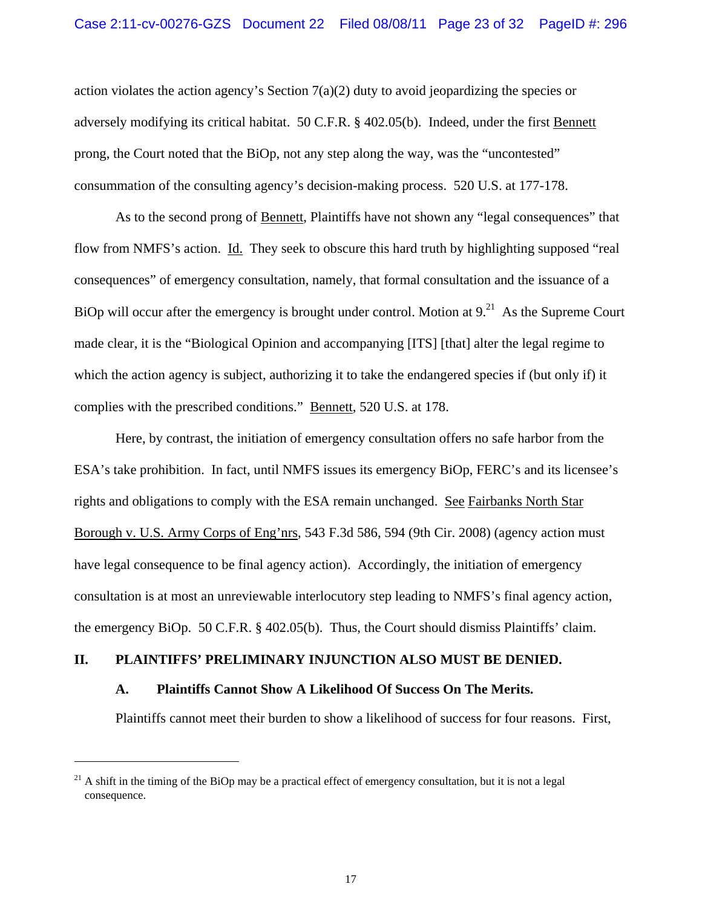action violates the action agency's Section 7(a)(2) duty to avoid jeopardizing the species or adversely modifying its critical habitat. 50 C.F.R. § 402.05(b). Indeed, under the first Bennett prong, the Court noted that the BiOp, not any step along the way, was the "uncontested" consummation of the consulting agency's decision-making process. 520 U.S. at 177-178.

As to the second prong of Bennett, Plaintiffs have not shown any "legal consequences" that flow from NMFS's action. Id. They seek to obscure this hard truth by highlighting supposed "real consequences" of emergency consultation, namely, that formal consultation and the issuance of a BiOp will occur after the emergency is brought under control. Motion at 9.[21] As the Supreme Court made clear, it is the "Biological Opinion and accompanying [ITS] [that] alter the legal regime to which the action agency is subject, authorizing it to take the endangered species if (but only if) it complies with the prescribed conditions." Bennett, 520 U.S. at 178.

Here, by contrast, the initiation of emergency consultation offers no safe harbor from the ESA's take prohibition. In fact, until NMFS issues its emergency BiOp, FERC's and its licensee's rights and obligations to comply with the ESA remain unchanged. See Fairbanks North Star Borough v. U.S. Army Corps of Eng'nrs, 543 F.3d 586, 594 (9th Cir. 2008) (agency action must have legal consequence to be final agency action). Accordingly, the initiation of emergency consultation is at most an unreviewable interlocutory step leading to NMFS's final agency action, the emergency BiOp. 50 C.F.R. § 402.05(b). Thus, the Court should dismiss Plaintiffs' claim.

## II. PLAINTIFFS' PRELIMINARY INJUNCTION ALSO MUST BE DENIED.

### A. Plaintiffs Cannot Show A Likelihood Of Success On The Merits.

Plaintiffs cannot meet their burden to show a likelihood of success for four reasons. First,

---

[21] A shift in the timing of the BiOp may be a practical effect of emergency consultation, but it is not a legal consequence.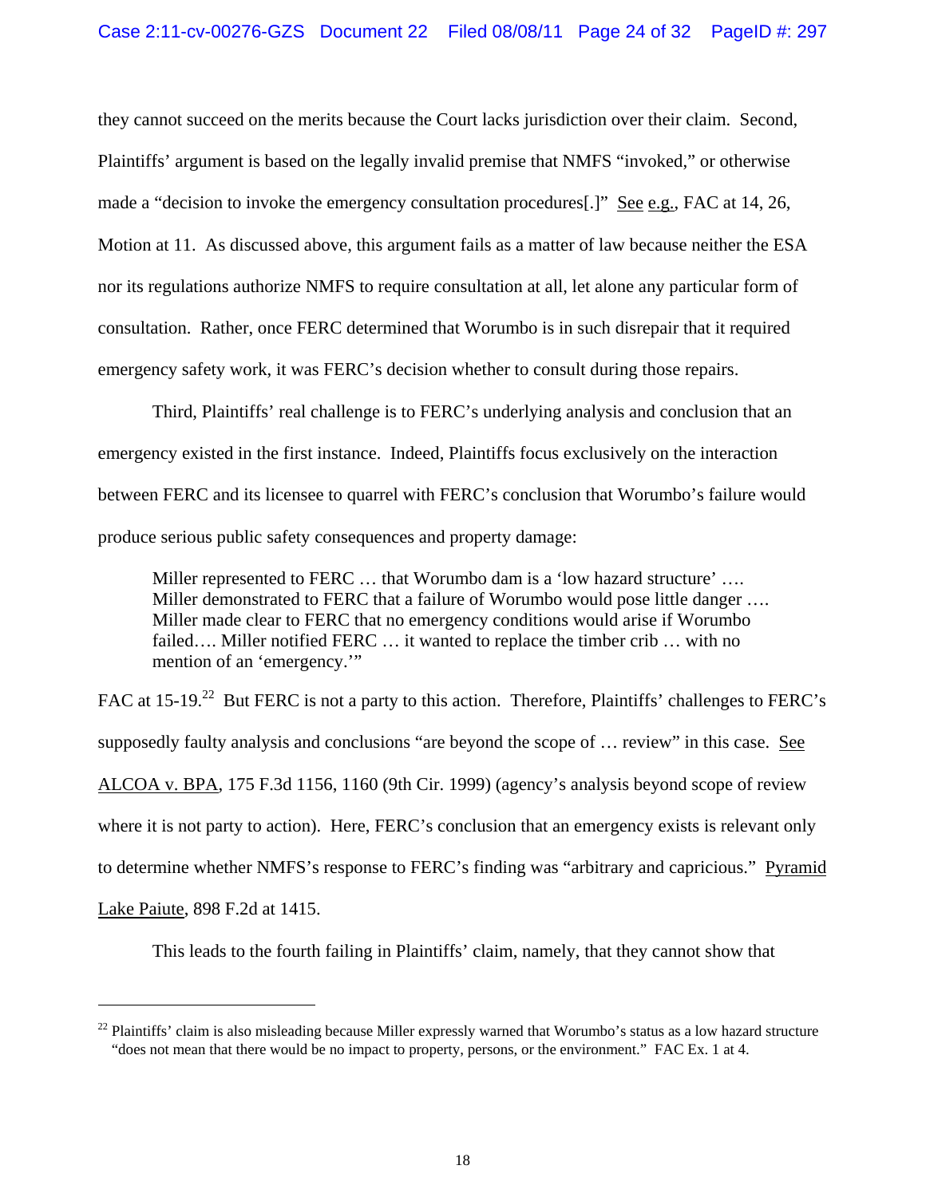they cannot succeed on the merits because the Court lacks jurisdiction over their claim. Second, Plaintiffs' argument is based on the legally invalid premise that NMFS "invoked," or otherwise made a "decision to invoke the emergency consultation procedures[.]" See e.g., FAC at 14, 26, Motion at 11. As discussed above, this argument fails as a matter of law because neither the ESA nor its regulations authorize NMFS to require consultation at all, let alone any particular form of consultation. Rather, once FERC determined that Worumbo is in such disrepair that it required emergency safety work, it was FERC's decision whether to consult during those repairs.

Third, Plaintiffs' real challenge is to FERC's underlying analysis and conclusion that an emergency existed in the first instance. Indeed, Plaintiffs focus exclusively on the interaction between FERC and its licensee to quarrel with FERC's conclusion that Worumbo's failure would produce serious public safety consequences and property damage:

> Miller represented to FERC … that Worumbo dam is a 'low hazard structure' …. Miller demonstrated to FERC that a failure of Worumbo would pose little danger …. Miller made clear to FERC that no emergency conditions would arise if Worumbo failed…. Miller notified FERC … it wanted to replace the timber crib … with no mention of an 'emergency.'"

FAC at 15-19.[22] But FERC is not a party to this action. Therefore, Plaintiffs' challenges to FERC's supposedly faulty analysis and conclusions "are beyond the scope of … review" in this case. See ALCOA v. BPA, 175 F.3d 1156, 1160 (9th Cir. 1999) (agency's analysis beyond scope of review where it is not party to action). Here, FERC's conclusion that an emergency exists is relevant only to determine whether NMFS's response to FERC's finding was "arbitrary and capricious." Pyramid Lake Paiute, 898 F.2d at 1415.

This leads to the fourth failing in Plaintiffs' claim, namely, that they cannot show that

[22] Plaintiffs' claim is also misleading because Miller expressly warned that Worumbo's status as a low hazard structure "does not mean that there would be no impact to property, persons, or the environment." FAC Ex. 1 at 4.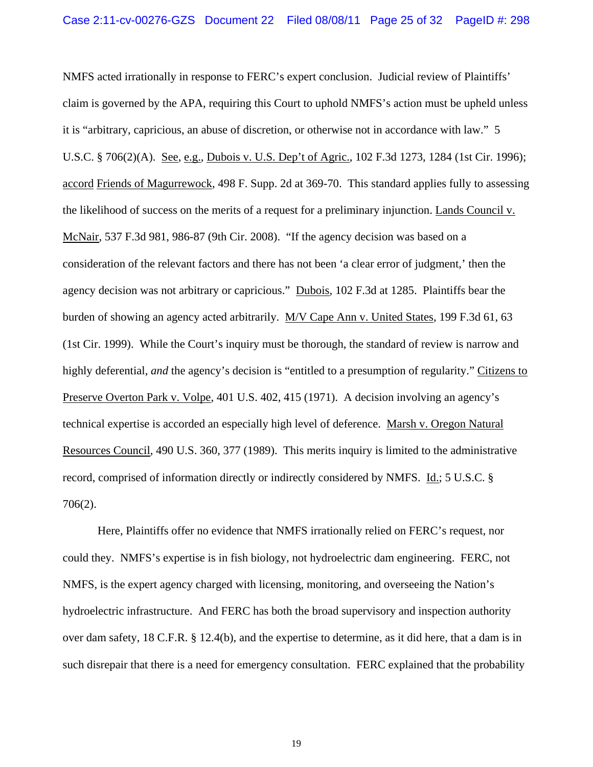NMFS acted irrationally in response to FERC's expert conclusion. Judicial review of Plaintiffs' claim is governed by the APA, requiring this Court to uphold NMFS's action must be upheld unless it is "arbitrary, capricious, an abuse of discretion, or otherwise not in accordance with law." 5 U.S.C. § 706(2)(A). See, e.g., Dubois v. U.S. Dep't of Agric., 102 F.3d 1273, 1284 (1st Cir. 1996); accord Friends of Magurrewock, 498 F. Supp. 2d at 369-70. This standard applies fully to assessing the likelihood of success on the merits of a request for a preliminary injunction. Lands Council v. McNair, 537 F.3d 981, 986-87 (9th Cir. 2008). "If the agency decision was based on a consideration of the relevant factors and there has not been 'a clear error of judgment,' then the agency decision was not arbitrary or capricious." Dubois, 102 F.3d at 1285. Plaintiffs bear the burden of showing an agency acted arbitrarily. M/V Cape Ann v. United States, 199 F.3d 61, 63 (1st Cir. 1999). While the Court's inquiry must be thorough, the standard of review is narrow and highly deferential, *and* the agency's decision is "entitled to a presumption of regularity." Citizens to Preserve Overton Park v. Volpe, 401 U.S. 402, 415 (1971). A decision involving an agency's technical expertise is accorded an especially high level of deference. Marsh v. Oregon Natural Resources Council, 490 U.S. 360, 377 (1989). This merits inquiry is limited to the administrative record, comprised of information directly or indirectly considered by NMFS. Id.; 5 U.S.C. § 706(2).

Here, Plaintiffs offer no evidence that NMFS irrationally relied on FERC's request, nor could they. NMFS's expertise is in fish biology, not hydroelectric dam engineering. FERC, not NMFS, is the expert agency charged with licensing, monitoring, and overseeing the Nation's hydroelectric infrastructure. And FERC has both the broad supervisory and inspection authority over dam safety, 18 C.F.R. § 12.4(b), and the expertise to determine, as it did here, that a dam is in such disrepair that there is a need for emergency consultation. FERC explained that the probability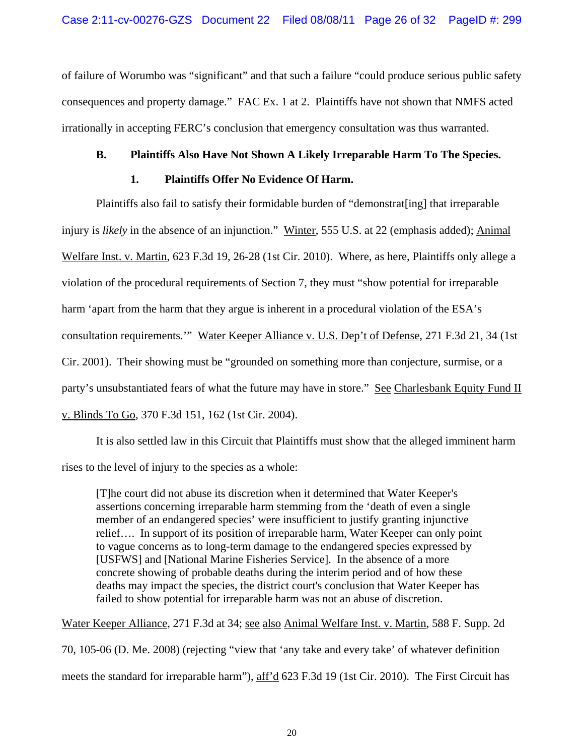of failure of Worumbo was "significant" and that such a failure "could produce serious public safety consequences and property damage." FAC Ex. 1 at 2. Plaintiffs have not shown that NMFS acted irrationally in accepting FERC's conclusion that emergency consultation was thus warranted.

**B. Plaintiffs Also Have Not Shown A Likely Irreparable Harm To The Species.**

**1. Plaintiffs Offer No Evidence Of Harm.**

Plaintiffs also fail to satisfy their formidable burden of "demonstrat[ing] that irreparable injury is *likely* in the absence of an injunction." Winter, 555 U.S. at 22 (emphasis added); Animal Welfare Inst. v. Martin, 623 F.3d 19, 26-28 (1st Cir. 2010). Where, as here, Plaintiffs only allege a violation of the procedural requirements of Section 7, they must "show potential for irreparable harm 'apart from the harm that they argue is inherent in a procedural violation of the ESA's consultation requirements.'" Water Keeper Alliance v. U.S. Dep't of Defense, 271 F.3d 21, 34 (1st Cir. 2001). Their showing must be "grounded on something more than conjecture, surmise, or a party's unsubstantiated fears of what the future may have in store." See Charlesbank Equity Fund II v. Blinds To Go, 370 F.3d 151, 162 (1st Cir. 2004).

It is also settled law in this Circuit that Plaintiffs must show that the alleged imminent harm rises to the level of injury to the species as a whole:

> [T]he court did not abuse its discretion when it determined that Water Keeper's assertions concerning irreparable harm stemming from the 'death of even a single member of an endangered species' were insufficient to justify granting injunctive relief…. In support of its position of irreparable harm, Water Keeper can only point to vague concerns as to long-term damage to the endangered species expressed by [USFWS] and [National Marine Fisheries Service]. In the absence of a more concrete showing of probable deaths during the interim period and of how these deaths may impact the species, the district court's conclusion that Water Keeper has failed to show potential for irreparable harm was not an abuse of discretion.

Water Keeper Alliance, 271 F.3d at 34; see also Animal Welfare Inst. v. Martin, 588 F. Supp. 2d 70, 105-06 (D. Me. 2008) (rejecting "view that 'any take and every take' of whatever definition meets the standard for irreparable harm"), aff'd 623 F.3d 19 (1st Cir. 2010). The First Circuit has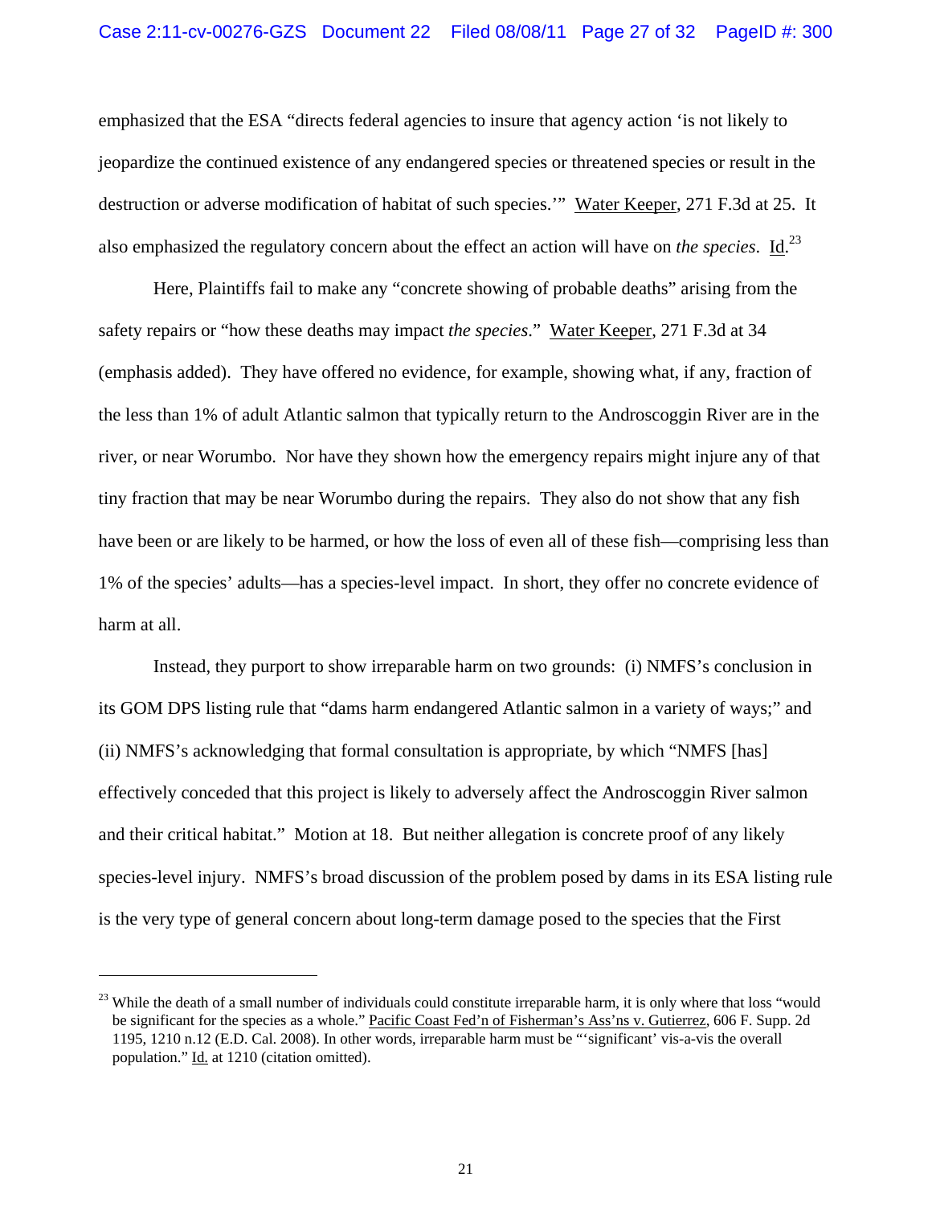emphasized that the ESA "directs federal agencies to insure that agency action 'is not likely to jeopardize the continued existence of any endangered species or threatened species or result in the destruction or adverse modification of habitat of such species.'" Water Keeper, 271 F.3d at 25. It also emphasized the regulatory concern about the effect an action will have on *the species*. Id.[23]

Here, Plaintiffs fail to make any "concrete showing of probable deaths" arising from the safety repairs or "how these deaths may impact *the species*." Water Keeper, 271 F.3d at 34 (emphasis added). They have offered no evidence, for example, showing what, if any, fraction of the less than 1% of adult Atlantic salmon that typically return to the Androscoggin River are in the river, or near Worumbo. Nor have they shown how the emergency repairs might injure any of that tiny fraction that may be near Worumbo during the repairs. They also do not show that any fish have been or are likely to be harmed, or how the loss of even all of these fish—comprising less than 1% of the species' adults—has a species-level impact. In short, they offer no concrete evidence of harm at all.

Instead, they purport to show irreparable harm on two grounds: (i) NMFS's conclusion in its GOM DPS listing rule that "dams harm endangered Atlantic salmon in a variety of ways;" and (ii) NMFS's acknowledging that formal consultation is appropriate, by which "NMFS [has] effectively conceded that this project is likely to adversely affect the Androscoggin River salmon and their critical habitat." Motion at 18. But neither allegation is concrete proof of any likely species-level injury. NMFS's broad discussion of the problem posed by dams in its ESA listing rule is the very type of general concern about long-term damage posed to the species that the First

---

[23] While the death of a small number of individuals could constitute irreparable harm, it is only where that loss "would be significant for the species as a whole." Pacific Coast Fed'n of Fisherman's Ass'ns v. Gutierrez, 606 F. Supp. 2d 1195, 1210 n.12 (E.D. Cal. 2008). In other words, irreparable harm must be "'significant' vis-a-vis the overall population." Id. at 1210 (citation omitted).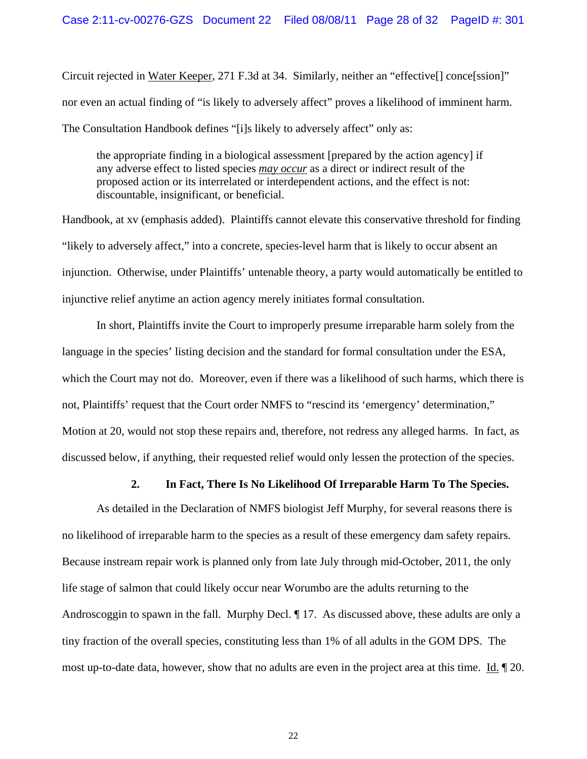Circuit rejected in Water Keeper, 271 F.3d at 34. Similarly, neither an "effective[] conce[ssion]" nor even an actual finding of "is likely to adversely affect" proves a likelihood of imminent harm. The Consultation Handbook defines "[i]s likely to adversely affect" only as:

> the appropriate finding in a biological assessment [prepared by the action agency] if any adverse effect to listed species *may occur* as a direct or indirect result of the proposed action or its interrelated or interdependent actions, and the effect is not: discountable, insignificant, or beneficial.

Handbook, at xv (emphasis added). Plaintiffs cannot elevate this conservative threshold for finding "likely to adversely affect," into a concrete, species-level harm that is likely to occur absent an injunction. Otherwise, under Plaintiffs' untenable theory, a party would automatically be entitled to injunctive relief anytime an action agency merely initiates formal consultation.

In short, Plaintiffs invite the Court to improperly presume irreparable harm solely from the language in the species' listing decision and the standard for formal consultation under the ESA, which the Court may not do. Moreover, even if there was a likelihood of such harms, which there is not, Plaintiffs' request that the Court order NMFS to "rescind its 'emergency' determination," Motion at 20, would not stop these repairs and, therefore, not redress any alleged harms. In fact, as discussed below, if anything, their requested relief would only lessen the protection of the species.

**2. In Fact, There Is No Likelihood Of Irreparable Harm To The Species.**

As detailed in the Declaration of NMFS biologist Jeff Murphy, for several reasons there is no likelihood of irreparable harm to the species as a result of these emergency dam safety repairs. Because instream repair work is planned only from late July through mid-October, 2011, the only life stage of salmon that could likely occur near Worumbo are the adults returning to the Androscoggin to spawn in the fall. Murphy Decl. ¶ 17. As discussed above, these adults are only a tiny fraction of the overall species, constituting less than 1% of all adults in the GOM DPS. The most up-to-date data, however, show that no adults are even in the project area at this time. Id. ¶ 20.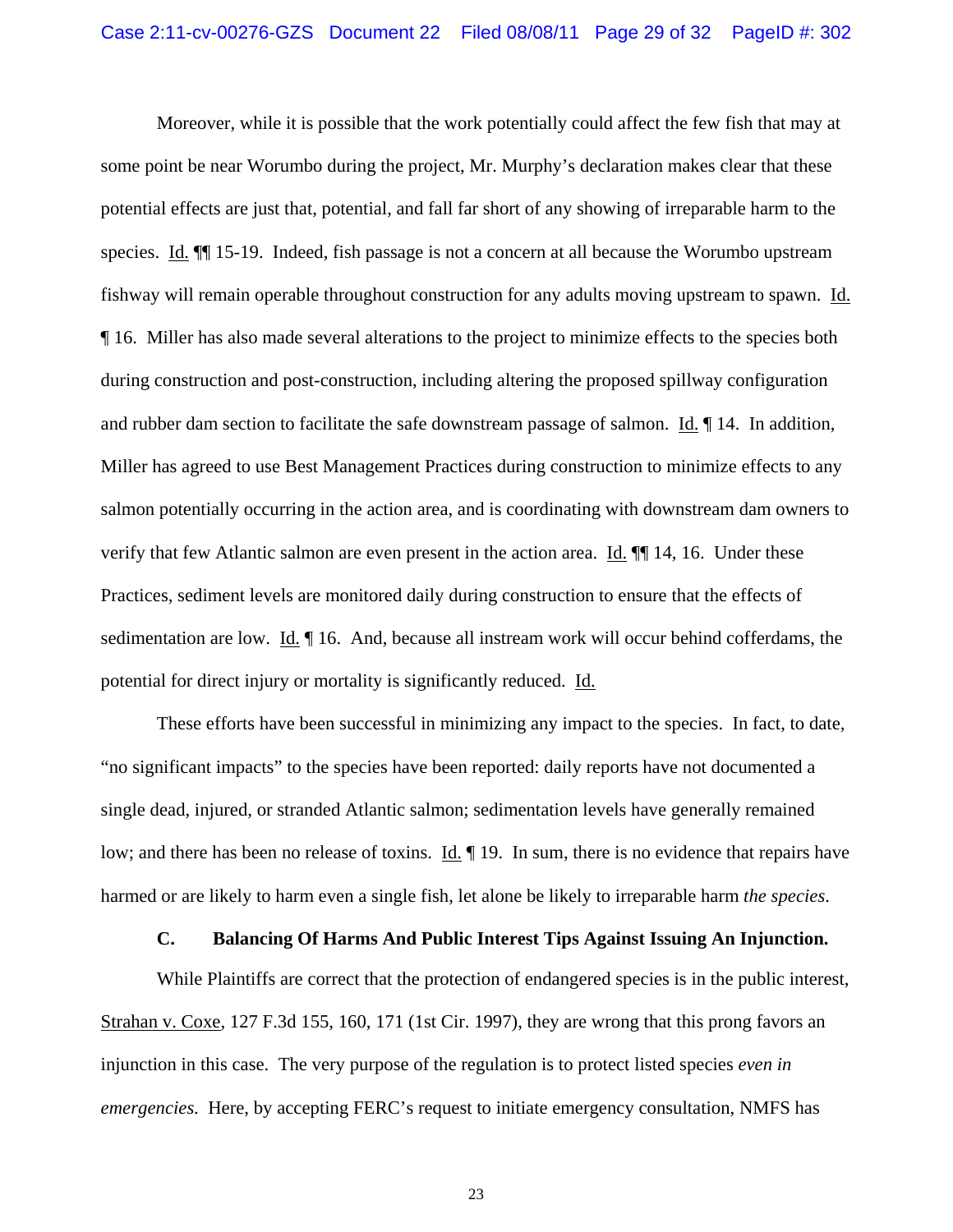Moreover, while it is possible that the work potentially could affect the few fish that may at some point be near Worumbo during the project, Mr. Murphy's declaration makes clear that these potential effects are just that, potential, and fall far short of any showing of irreparable harm to the species. Id. ¶¶ 15-19. Indeed, fish passage is not a concern at all because the Worumbo upstream fishway will remain operable throughout construction for any adults moving upstream to spawn. Id. ¶ 16. Miller has also made several alterations to the project to minimize effects to the species both during construction and post-construction, including altering the proposed spillway configuration and rubber dam section to facilitate the safe downstream passage of salmon. Id. ¶ 14. In addition, Miller has agreed to use Best Management Practices during construction to minimize effects to any salmon potentially occurring in the action area, and is coordinating with downstream dam owners to verify that few Atlantic salmon are even present in the action area. Id. ¶¶ 14, 16. Under these Practices, sediment levels are monitored daily during construction to ensure that the effects of sedimentation are low. Id. ¶ 16. And, because all instream work will occur behind cofferdams, the potential for direct injury or mortality is significantly reduced. Id.

These efforts have been successful in minimizing any impact to the species. In fact, to date, "no significant impacts" to the species have been reported: daily reports have not documented a single dead, injured, or stranded Atlantic salmon; sedimentation levels have generally remained low; and there has been no release of toxins. Id. ¶ 19. In sum, there is no evidence that repairs have harmed or are likely to harm even a single fish, let alone be likely to irreparable harm *the species*.

### C. Balancing Of Harms And Public Interest Tips Against Issuing An Injunction.

While Plaintiffs are correct that the protection of endangered species is in the public interest, Strahan v. Coxe, 127 F.3d 155, 160, 171 (1st Cir. 1997), they are wrong that this prong favors an injunction in this case. The very purpose of the regulation is to protect listed species *even in emergencies*. Here, by accepting FERC's request to initiate emergency consultation, NMFS has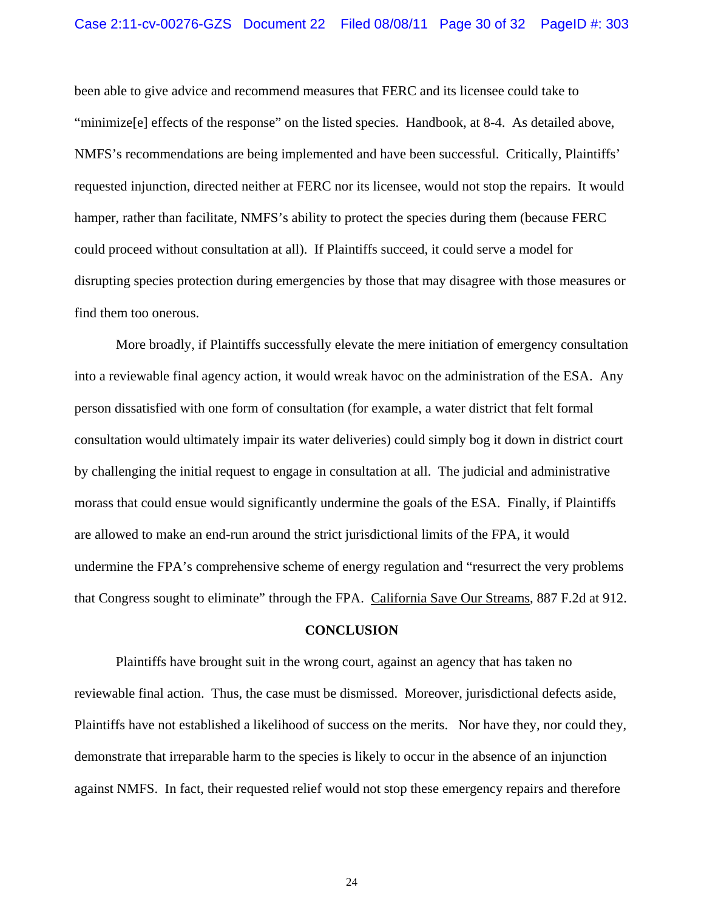been able to give advice and recommend measures that FERC and its licensee could take to "minimize[e] effects of the response" on the listed species. Handbook, at 8-4. As detailed above, NMFS's recommendations are being implemented and have been successful. Critically, Plaintiffs' requested injunction, directed neither at FERC nor its licensee, would not stop the repairs. It would hamper, rather than facilitate, NMFS's ability to protect the species during them (because FERC could proceed without consultation at all). If Plaintiffs succeed, it could serve a model for disrupting species protection during emergencies by those that may disagree with those measures or find them too onerous.

More broadly, if Plaintiffs successfully elevate the mere initiation of emergency consultation into a reviewable final agency action, it would wreak havoc on the administration of the ESA. Any person dissatisfied with one form of consultation (for example, a water district that felt formal consultation would ultimately impair its water deliveries) could simply bog it down in district court by challenging the initial request to engage in consultation at all. The judicial and administrative morass that could ensue would significantly undermine the goals of the ESA. Finally, if Plaintiffs are allowed to make an end-run around the strict jurisdictional limits of the FPA, it would undermine the FPA's comprehensive scheme of energy regulation and "resurrect the very problems that Congress sought to eliminate" through the FPA. California Save Our Streams, 887 F.2d at 912.

## CONCLUSION

Plaintiffs have brought suit in the wrong court, against an agency that has taken no reviewable final action. Thus, the case must be dismissed. Moreover, jurisdictional defects aside, Plaintiffs have not established a likelihood of success on the merits. Nor have they, nor could they, demonstrate that irreparable harm to the species is likely to occur in the absence of an injunction against NMFS. In fact, their requested relief would not stop these emergency repairs and therefore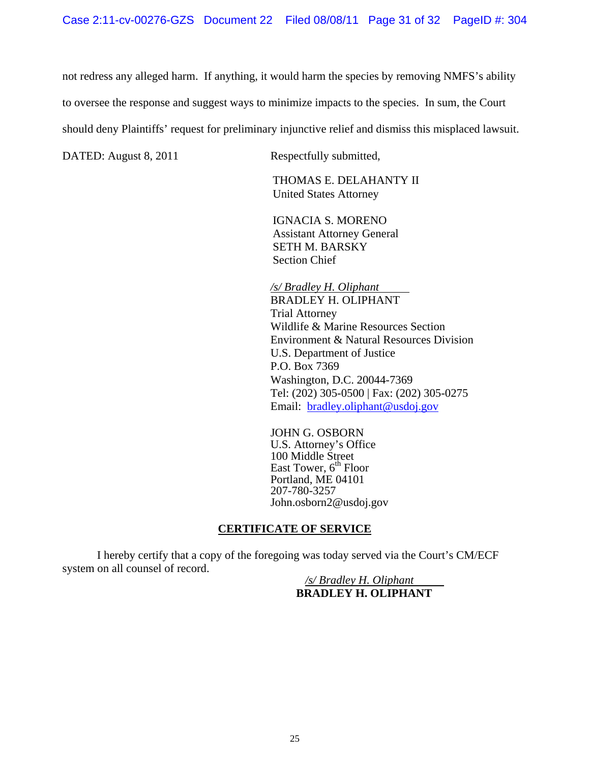not redress any alleged harm. If anything, it would harm the species by removing NMFS's ability to oversee the response and suggest ways to minimize impacts to the species. In sum, the Court should deny Plaintiffs' request for preliminary injunctive relief and dismiss this misplaced lawsuit.

DATED: August 8, 2011

Respectfully submitted,

THOMAS E. DELAHANTY II
United States Attorney

IGNACIA S. MORENO
Assistant Attorney General
SETH M. BARSKY
Section Chief

*/s/ Bradley H. Oliphant*
BRADLEY H. OLIPHANT
Trial Attorney
Wildlife & Marine Resources Section
Environment & Natural Resources Division
U.S. Department of Justice
P.O. Box 7369
Washington, D.C. 20044-7369
Tel: (202) 305-0500 | Fax: (202) 305-0275
Email: bradley.oliphant@usdoj.gov

JOHN G. OSBORN
U.S. Attorney's Office
100 Middle Street
East Tower, 6th Floor
Portland, ME 04101
207-780-3257
John.osborn2@usdoj.gov

## CERTIFICATE OF SERVICE

I hereby certify that a copy of the foregoing was today served via the Court's CM/ECF system on all counsel of record.

*/s/ Bradley H. Oliphant*
**BRADLEY H. OLIPHANT**